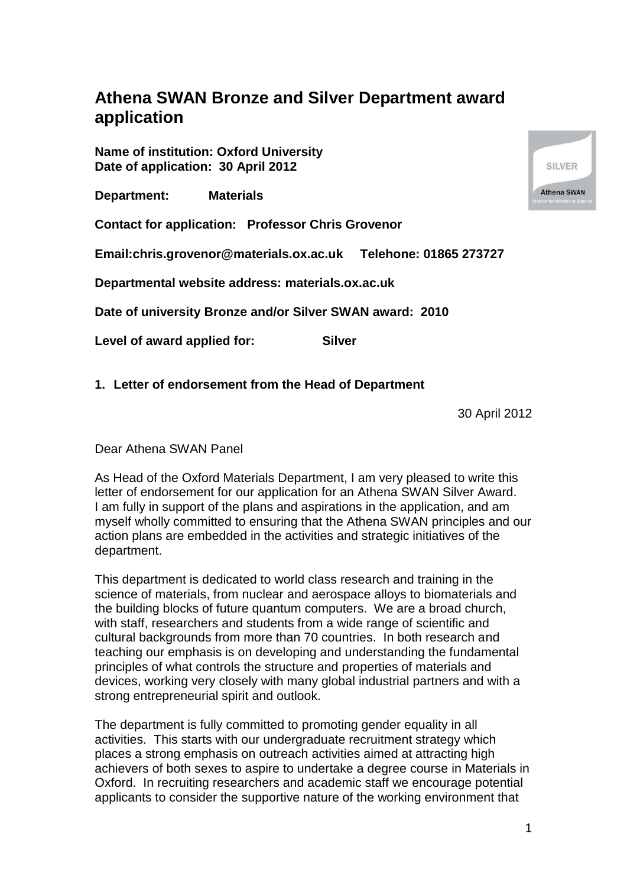# Athena SWAN Bronze and Silver Department award application

**Name of institution: Oxford University**
**Date of application: 30 April 2012**

**Department: Materials**

**Contact for application: Professor Chris Grovenor**

**Email:chris.grovenor@materials.ox.ac.uk Telehone: 01865 273727**

**Departmental website address: materials.ox.ac.uk**

**Date of university Bronze and/or Silver SWAN award: 2010**

**Level of award applied for: Silver**

## 1. Letter of endorsement from the Head of Department

30 April 2012

Dear Athena SWAN Panel

As Head of the Oxford Materials Department, I am very pleased to write this letter of endorsement for our application for an Athena SWAN Silver Award. I am fully in support of the plans and aspirations in the application, and am myself wholly committed to ensuring that the Athena SWAN principles and our action plans are embedded in the activities and strategic initiatives of the department.

This department is dedicated to world class research and training in the science of materials, from nuclear and aerospace alloys to biomaterials and the building blocks of future quantum computers. We are a broad church, with staff, researchers and students from a wide range of scientific and cultural backgrounds from more than 70 countries. In both research and teaching our emphasis is on developing and understanding the fundamental principles of what controls the structure and properties of materials and devices, working very closely with many global industrial partners and with a strong entrepreneurial spirit and outlook.

The department is fully committed to promoting gender equality in all activities. This starts with our undergraduate recruitment strategy which places a strong emphasis on outreach activities aimed at attracting high achievers of both sexes to aspire to undertake a degree course in Materials in Oxford. In recruiting researchers and academic staff we encourage potential applicants to consider the supportive nature of the working environment that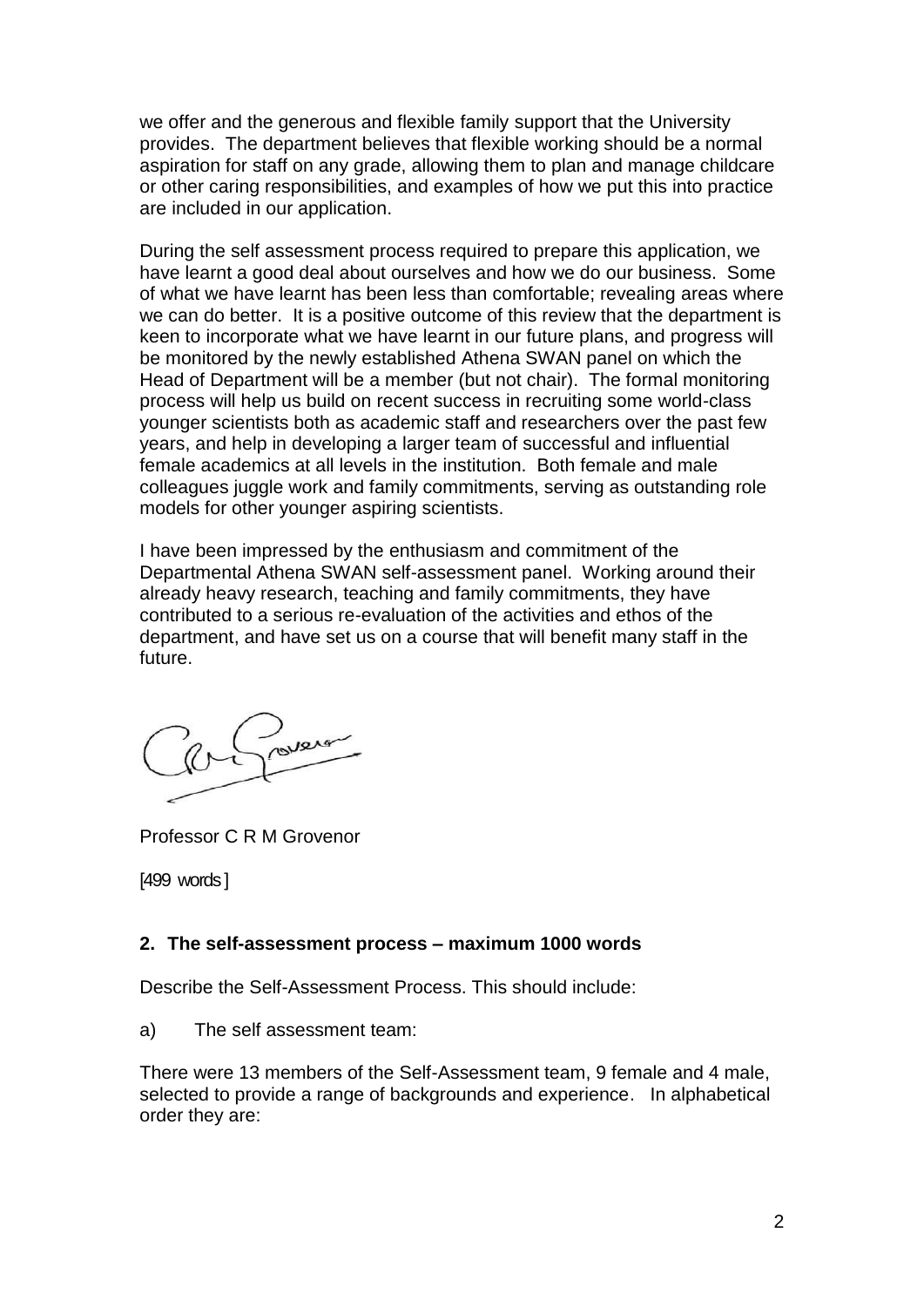we offer and the generous and flexible family support that the University provides. The department believes that flexible working should be a normal aspiration for staff on any grade, allowing them to plan and manage childcare or other caring responsibilities, and examples of how we put this into practice are included in our application.

During the self assessment process required to prepare this application, we have learnt a good deal about ourselves and how we do our business. Some of what we have learnt has been less than comfortable; revealing areas where we can do better. It is a positive outcome of this review that the department is keen to incorporate what we have learnt in our future plans, and progress will be monitored by the newly established Athena SWAN panel on which the Head of Department will be a member (but not chair). The formal monitoring process will help us build on recent success in recruiting some world-class younger scientists both as academic staff and researchers over the past few years, and help in developing a larger team of successful and influential female academics at all levels in the institution. Both female and male colleagues juggle work and family commitments, serving as outstanding role models for other younger aspiring scientists.

I have been impressed by the enthusiasm and commitment of the Departmental Athena SWAN self-assessment panel. Working around their already heavy research, teaching and family commitments, they have contributed to a serious re-evaluation of the activities and ethos of the department, and have set us on a course that will benefit many staff in the future.

Professor C R M Grovenor

[499 words]

**2. The self-assessment process – maximum 1000 words**

Describe the Self-Assessment Process. This should include:

a) The self assessment team:

There were 13 members of the Self-Assessment team, 9 female and 4 male, selected to provide a range of backgrounds and experience. In alphabetical order they are: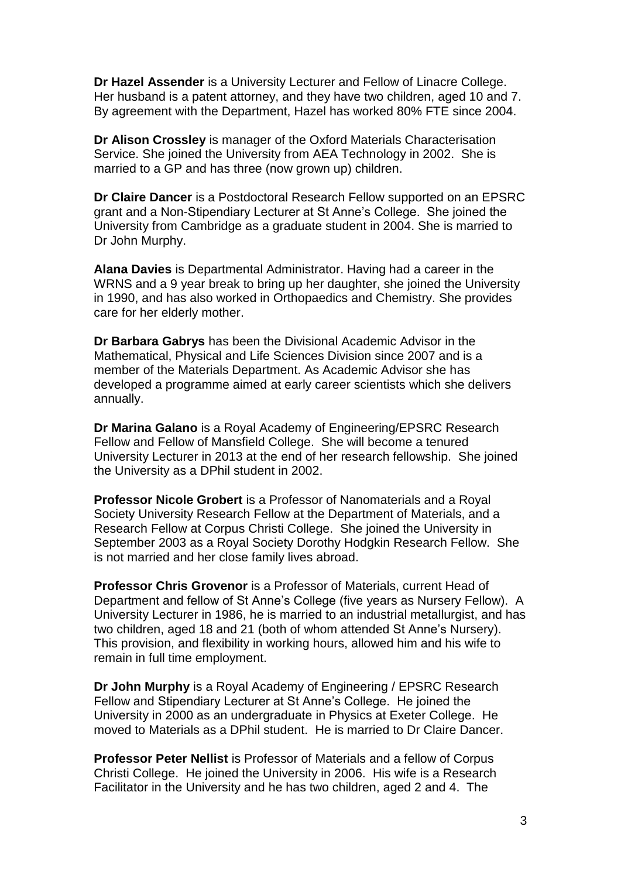**Dr Hazel Assender** is a University Lecturer and Fellow of Linacre College. Her husband is a patent attorney, and they have two children, aged 10 and 7. By agreement with the Department, Hazel has worked 80% FTE since 2004.

**Dr Alison Crossley** is manager of the Oxford Materials Characterisation Service. She joined the University from AEA Technology in 2002. She is married to a GP and has three (now grown up) children.

**Dr Claire Dancer** is a Postdoctoral Research Fellow supported on an EPSRC grant and a Non-Stipendiary Lecturer at St Anne's College. She joined the University from Cambridge as a graduate student in 2004. She is married to Dr John Murphy.

**Alana Davies** is Departmental Administrator. Having had a career in the WRNS and a 9 year break to bring up her daughter, she joined the University in 1990, and has also worked in Orthopaedics and Chemistry. She provides care for her elderly mother.

**Dr Barbara Gabrys** has been the Divisional Academic Advisor in the Mathematical, Physical and Life Sciences Division since 2007 and is a member of the Materials Department. As Academic Advisor she has developed a programme aimed at early career scientists which she delivers annually.

**Dr Marina Galano** is a Royal Academy of Engineering/EPSRC Research Fellow and Fellow of Mansfield College. She will become a tenured University Lecturer in 2013 at the end of her research fellowship. She joined the University as a DPhil student in 2002.

**Professor Nicole Grobert** is a Professor of Nanomaterials and a Royal Society University Research Fellow at the Department of Materials, and a Research Fellow at Corpus Christi College. She joined the University in September 2003 as a Royal Society Dorothy Hodgkin Research Fellow. She is not married and her close family lives abroad.

**Professor Chris Grovenor** is a Professor of Materials, current Head of Department and fellow of St Anne's College (five years as Nursery Fellow). A University Lecturer in 1986, he is married to an industrial metallurgist, and has two children, aged 18 and 21 (both of whom attended St Anne's Nursery). This provision, and flexibility in working hours, allowed him and his wife to remain in full time employment.

**Dr John Murphy** is a Royal Academy of Engineering / EPSRC Research Fellow and Stipendiary Lecturer at St Anne's College. He joined the University in 2000 as an undergraduate in Physics at Exeter College. He moved to Materials as a DPhil student. He is married to Dr Claire Dancer.

**Professor Peter Nellist** is Professor of Materials and a fellow of Corpus Christi College. He joined the University in 2006. His wife is a Research Facilitator in the University and he has two children, aged 2 and 4. The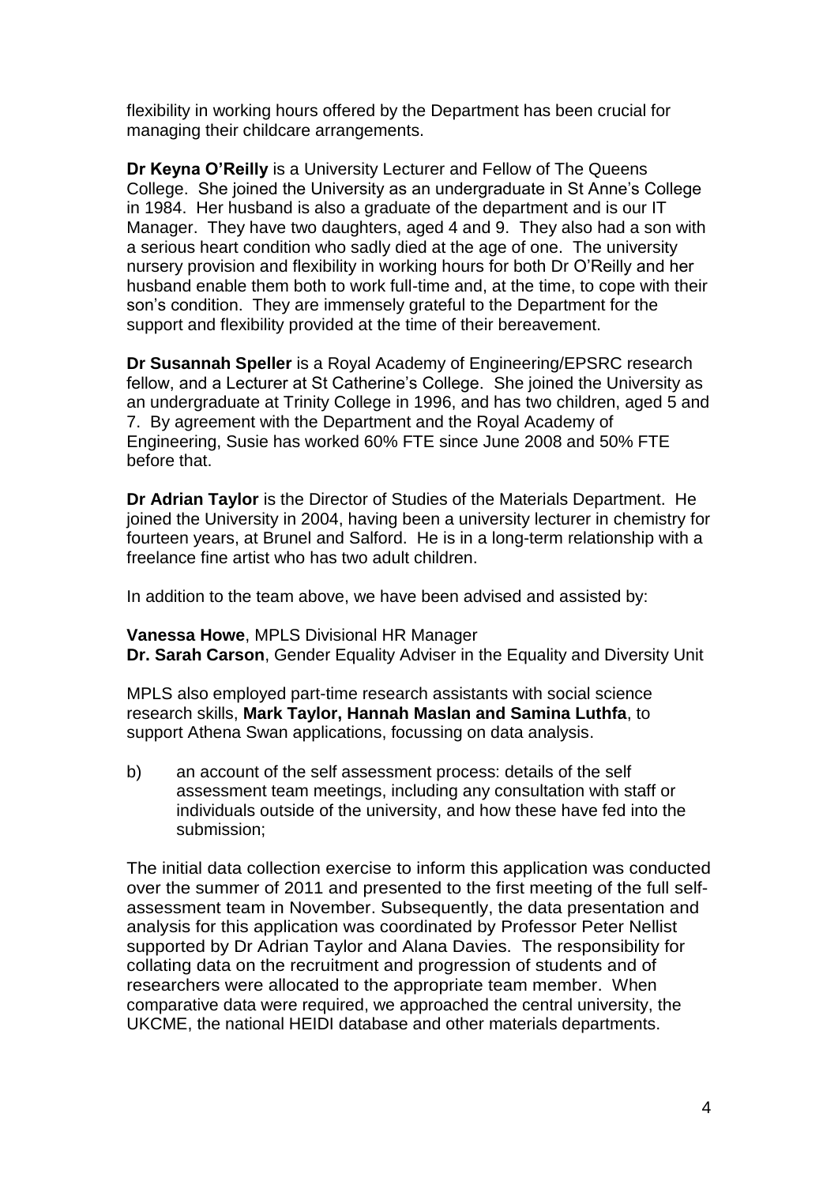flexibility in working hours offered by the Department has been crucial for managing their childcare arrangements.

**Dr Keyna O'Reilly** is a University Lecturer and Fellow of The Queens College. She joined the University as an undergraduate in St Anne's College in 1984. Her husband is also a graduate of the department and is our IT Manager. They have two daughters, aged 4 and 9. They also had a son with a serious heart condition who sadly died at the age of one. The university nursery provision and flexibility in working hours for both Dr O'Reilly and her husband enable them both to work full-time and, at the time, to cope with their son's condition. They are immensely grateful to the Department for the support and flexibility provided at the time of their bereavement.

**Dr Susannah Speller** is a Royal Academy of Engineering/EPSRC research fellow, and a Lecturer at St Catherine's College. She joined the University as an undergraduate at Trinity College in 1996, and has two children, aged 5 and 7. By agreement with the Department and the Royal Academy of Engineering, Susie has worked 60% FTE since June 2008 and 50% FTE before that.

**Dr Adrian Taylor** is the Director of Studies of the Materials Department. He joined the University in 2004, having been a university lecturer in chemistry for fourteen years, at Brunel and Salford. He is in a long-term relationship with a freelance fine artist who has two adult children.

In addition to the team above, we have been advised and assisted by:

**Vanessa Howe**, MPLS Divisional HR Manager
**Dr. Sarah Carson**, Gender Equality Adviser in the Equality and Diversity Unit

MPLS also employed part-time research assistants with social science research skills, **Mark Taylor, Hannah Maslan and Samina Luthfa**, to support Athena Swan applications, focussing on data analysis.

b) an account of the self assessment process: details of the self assessment team meetings, including any consultation with staff or individuals outside of the university, and how these have fed into the submission;

The initial data collection exercise to inform this application was conducted over the summer of 2011 and presented to the first meeting of the full self-assessment team in November. Subsequently, the data presentation and analysis for this application was coordinated by Professor Peter Nellist supported by Dr Adrian Taylor and Alana Davies. The responsibility for collating data on the recruitment and progression of students and of researchers were allocated to the appropriate team member. When comparative data were required, we approached the central university, the UKCME, the national HEIDI database and other materials departments.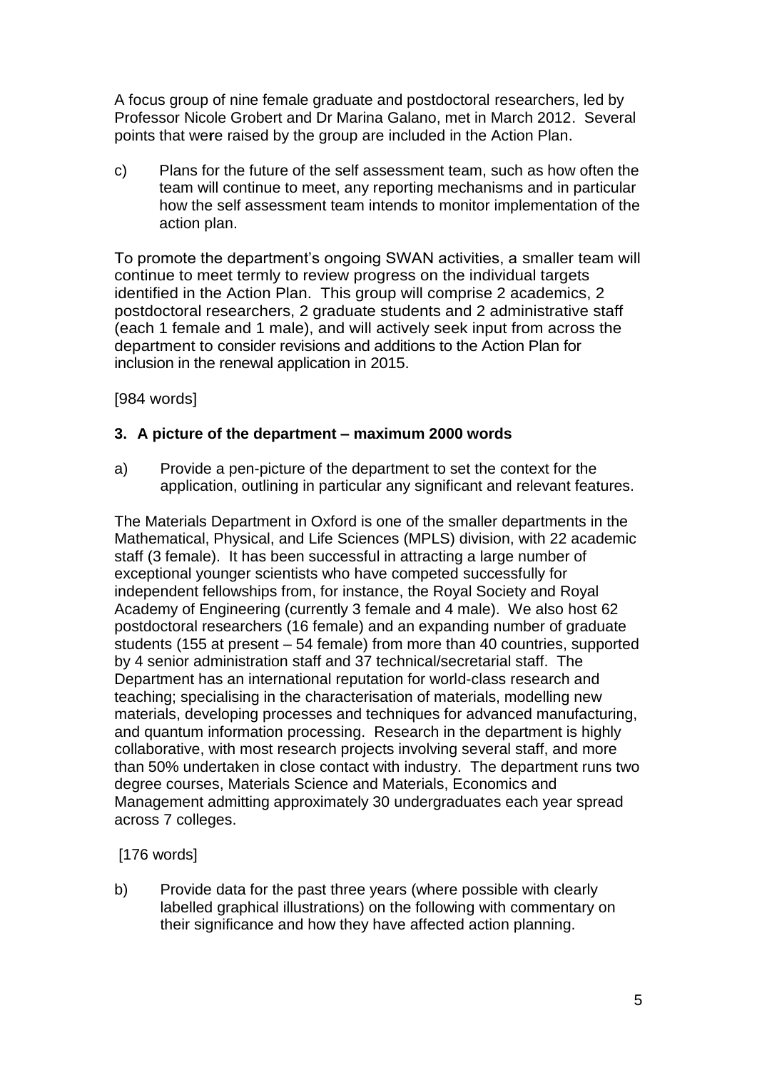A focus group of nine female graduate and postdoctoral researchers, led by Professor Nicole Grobert and Dr Marina Galano, met in March 2012. Several points that were raised by the group are included in the Action Plan.

c) Plans for the future of the self assessment team, such as how often the team will continue to meet, any reporting mechanisms and in particular how the self assessment team intends to monitor implementation of the action plan.

To promote the department's ongoing SWAN activities, a smaller team will continue to meet termly to review progress on the individual targets identified in the Action Plan. This group will comprise 2 academics, 2 postdoctoral researchers, 2 graduate students and 2 administrative staff (each 1 female and 1 male), and will actively seek input from across the department to consider revisions and additions to the Action Plan for inclusion in the renewal application in 2015.

[984 words]

### 3. A picture of the department – maximum 2000 words

a) Provide a pen-picture of the department to set the context for the application, outlining in particular any significant and relevant features.

The Materials Department in Oxford is one of the smaller departments in the Mathematical, Physical, and Life Sciences (MPLS) division, with 22 academic staff (3 female). It has been successful in attracting a large number of exceptional younger scientists who have competed successfully for independent fellowships from, for instance, the Royal Society and Royal Academy of Engineering (currently 3 female and 4 male). We also host 62 postdoctoral researchers (16 female) and an expanding number of graduate students (155 at present – 54 female) from more than 40 countries, supported by 4 senior administration staff and 37 technical/secretarial staff. The Department has an international reputation for world-class research and teaching; specialising in the characterisation of materials, modelling new materials, developing processes and techniques for advanced manufacturing, and quantum information processing. Research in the department is highly collaborative, with most research projects involving several staff, and more than 50% undertaken in close contact with industry. The department runs two degree courses, Materials Science and Materials, Economics and Management admitting approximately 30 undergraduates each year spread across 7 colleges.

[176 words]

b) Provide data for the past three years (where possible with clearly labelled graphical illustrations) on the following with commentary on their significance and how they have affected action planning.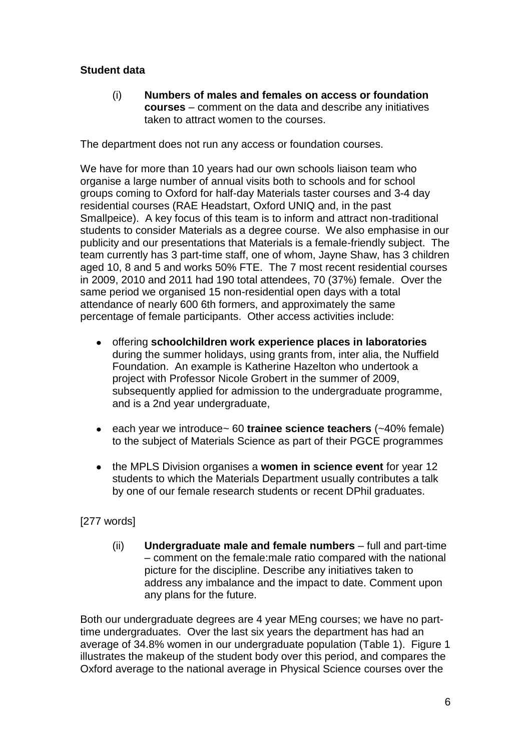**Student data**

(i) **Numbers of males and females on access or foundation courses** – comment on the data and describe any initiatives taken to attract women to the courses.

The department does not run any access or foundation courses.

We have for more than 10 years had our own schools liaison team who organise a large number of annual visits both to schools and for school groups coming to Oxford for half-day Materials taster courses and 3-4 day residential courses (RAE Headstart, Oxford UNIQ and, in the past Smallpeice). A key focus of this team is to inform and attract non-traditional students to consider Materials as a degree course. We also emphasise in our publicity and our presentations that Materials is a female-friendly subject. The team currently has 3 part-time staff, one of whom, Jayne Shaw, has 3 children aged 10, 8 and 5 and works 50% FTE. The 7 most recent residential courses in 2009, 2010 and 2011 had 190 total attendees, 70 (37%) female. Over the same period we organised 15 non-residential open days with a total attendance of nearly 600 6th formers, and approximately the same percentage of female participants. Other access activities include:

- offering **schoolchildren work experience places in laboratories** during the summer holidays, using grants from, inter alia, the Nuffield Foundation. An example is Katherine Hazelton who undertook a project with Professor Nicole Grobert in the summer of 2009, subsequently applied for admission to the undergraduate programme, and is a 2nd year undergraduate,
- each year we introduce~ 60 **trainee science teachers** (~40% female) to the subject of Materials Science as part of their PGCE programmes
- the MPLS Division organises a **women in science event** for year 12 students to which the Materials Department usually contributes a talk by one of our female research students or recent DPhil graduates.

[277 words]

(ii) **Undergraduate male and female numbers** – full and part-time – comment on the female:male ratio compared with the national picture for the discipline. Describe any initiatives taken to address any imbalance and the impact to date. Comment upon any plans for the future.

Both our undergraduate degrees are 4 year MEng courses; we have no part-time undergraduates. Over the last six years the department has had an average of 34.8% women in our undergraduate population (Table 1). Figure 1 illustrates the makeup of the student body over this period, and compares the Oxford average to the national average in Physical Science courses over the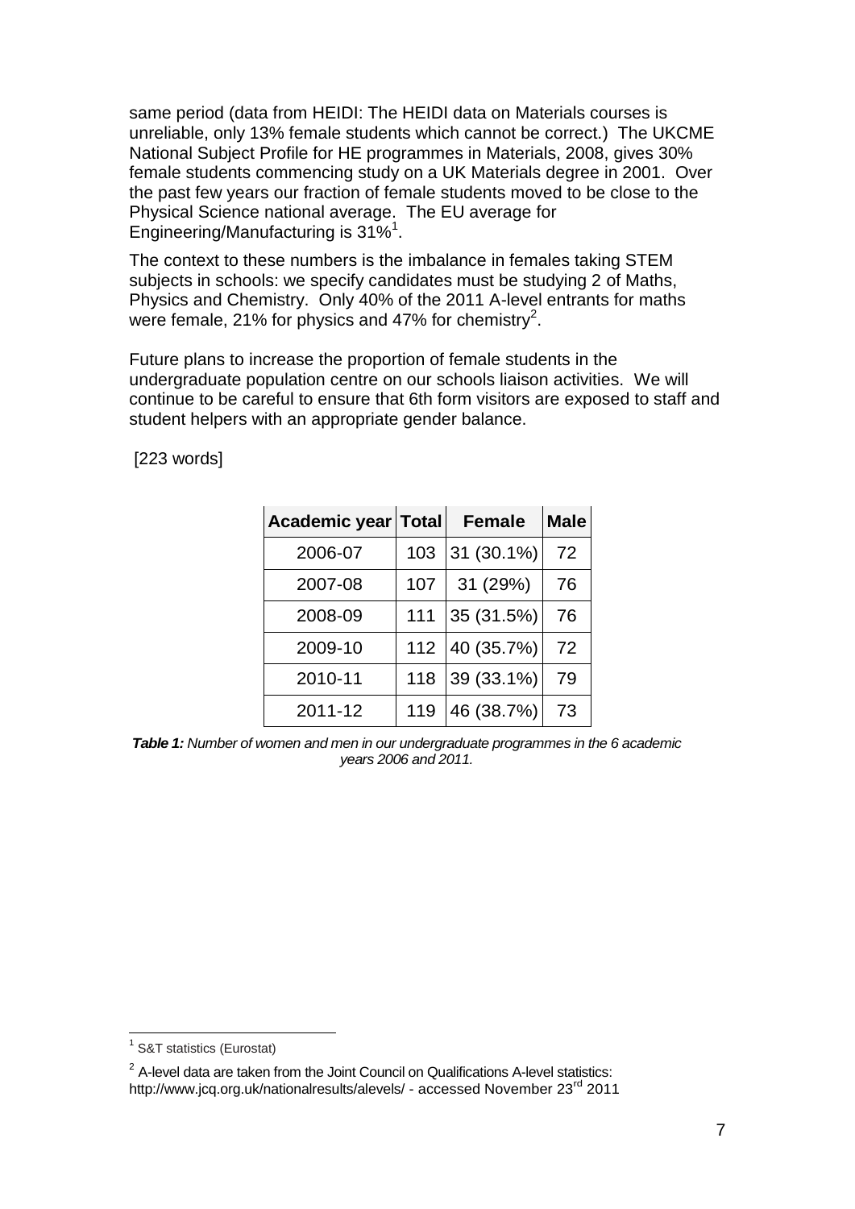same period (data from HEIDI: The HEIDI data on Materials courses is unreliable, only 13% female students which cannot be correct.) The UKCME National Subject Profile for HE programmes in Materials, 2008, gives 30% female students commencing study on a UK Materials degree in 2001. Over the past few years our fraction of female students moved to be close to the Physical Science national average. The EU average for Engineering/Manufacturing is 31%[1].

The context to these numbers is the imbalance in females taking STEM subjects in schools: we specify candidates must be studying 2 of Maths, Physics and Chemistry. Only 40% of the 2011 A-level entrants for maths were female, 21% for physics and 47% for chemistry[2].

Future plans to increase the proportion of female students in the undergraduate population centre on our schools liaison activities. We will continue to be careful to ensure that 6th form visitors are exposed to staff and student helpers with an appropriate gender balance.

[223 words]

| Academic year | Total | Female | Male |
|---|---|---|---|
| 2006-07 | 103 | 31 (30.1%) | 72 |
| 2007-08 | 107 | 31 (29%) | 76 |
| 2008-09 | 111 | 35 (31.5%) | 76 |
| 2009-10 | 112 | 40 (35.7%) | 72 |
| 2010-11 | 118 | 39 (33.1%) | 79 |
| 2011-12 | 119 | 46 (38.7%) | 73 |

***Table 1:*** *Number of women and men in our undergraduate programmes in the 6 academic years 2006 and 2011.*

[1] S&T statistics (Eurostat)

[2] A-level data are taken from the Joint Council on Qualifications A-level statistics: http://www.jcq.org.uk/nationalresults/alevels/ - accessed November 23rd 2011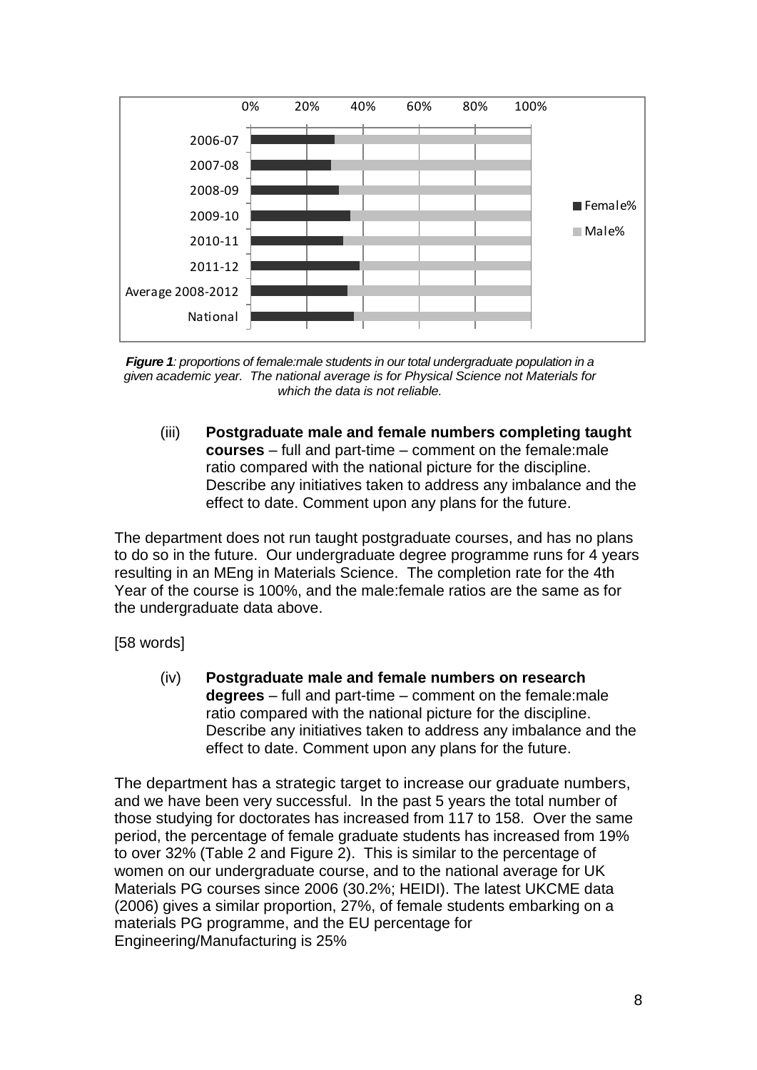***Figure 1**: proportions of female:male students in our total undergraduate population in a given academic year. The national average is for Physical Science not Materials for which the data is not reliable.*

(iii) **Postgraduate male and female numbers completing taught courses** – full and part-time – comment on the female:male ratio compared with the national picture for the discipline. Describe any initiatives taken to address any imbalance and the effect to date. Comment upon any plans for the future.

The department does not run taught postgraduate courses, and has no plans to do so in the future. Our undergraduate degree programme runs for 4 years resulting in an MEng in Materials Science. The completion rate for the 4th Year of the course is 100%, and the male:female ratios are the same as for the undergraduate data above.

[58 words]

(iv) **Postgraduate male and female numbers on research degrees** – full and part-time – comment on the female:male ratio compared with the national picture for the discipline. Describe any initiatives taken to address any imbalance and the effect to date. Comment upon any plans for the future.

The department has a strategic target to increase our graduate numbers, and we have been very successful. In the past 5 years the total number of those studying for doctorates has increased from 117 to 158. Over the same period, the percentage of female graduate students has increased from 19% to over 32% (Table 2 and Figure 2). This is similar to the percentage of women on our undergraduate course, and to the national average for UK Materials PG courses since 2006 (30.2%; HEIDI). The latest UKCME data (2006) gives a similar proportion, 27%, of female students embarking on a materials PG programme, and the EU percentage for Engineering/Manufacturing is 25%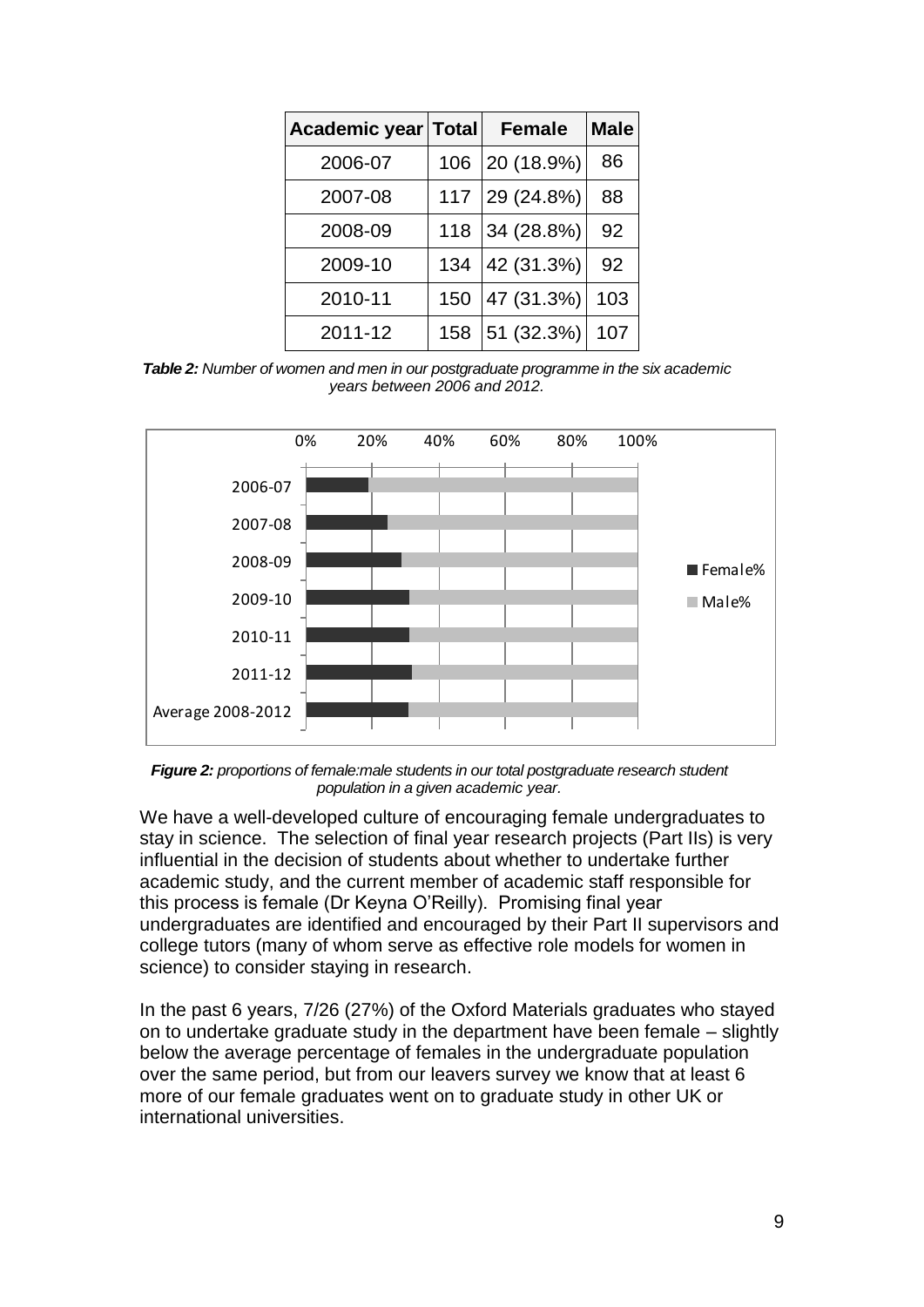| Academic year | Total | Female | Male |
|---|---|---|---|
| 2006-07 | 106 | 20 (18.9%) | 86 |
| 2007-08 | 117 | 29 (24.8%) | 88 |
| 2008-09 | 118 | 34 (28.8%) | 92 |
| 2009-10 | 134 | 42 (31.3%) | 92 |
| 2010-11 | 150 | 47 (31.3%) | 103 |
| 2011-12 | 158 | 51 (32.3%) | 107 |

***Table 2:*** *Number of women and men in our postgraduate programme in the six academic years between 2006 and 2012.*

***Figure 2:*** *proportions of female:male students in our total postgraduate research student population in a given academic year.*

We have a well-developed culture of encouraging female undergraduates to stay in science. The selection of final year research projects (Part IIs) is very influential in the decision of students about whether to undertake further academic study, and the current member of academic staff responsible for this process is female (Dr Keyna O'Reilly). Promising final year undergraduates are identified and encouraged by their Part II supervisors and college tutors (many of whom serve as effective role models for women in science) to consider staying in research.

In the past 6 years, 7/26 (27%) of the Oxford Materials graduates who stayed on to undertake graduate study in the department have been female – slightly below the average percentage of females in the undergraduate population over the same period, but from our leavers survey we know that at least 6 more of our female graduates went on to graduate study in other UK or international universities.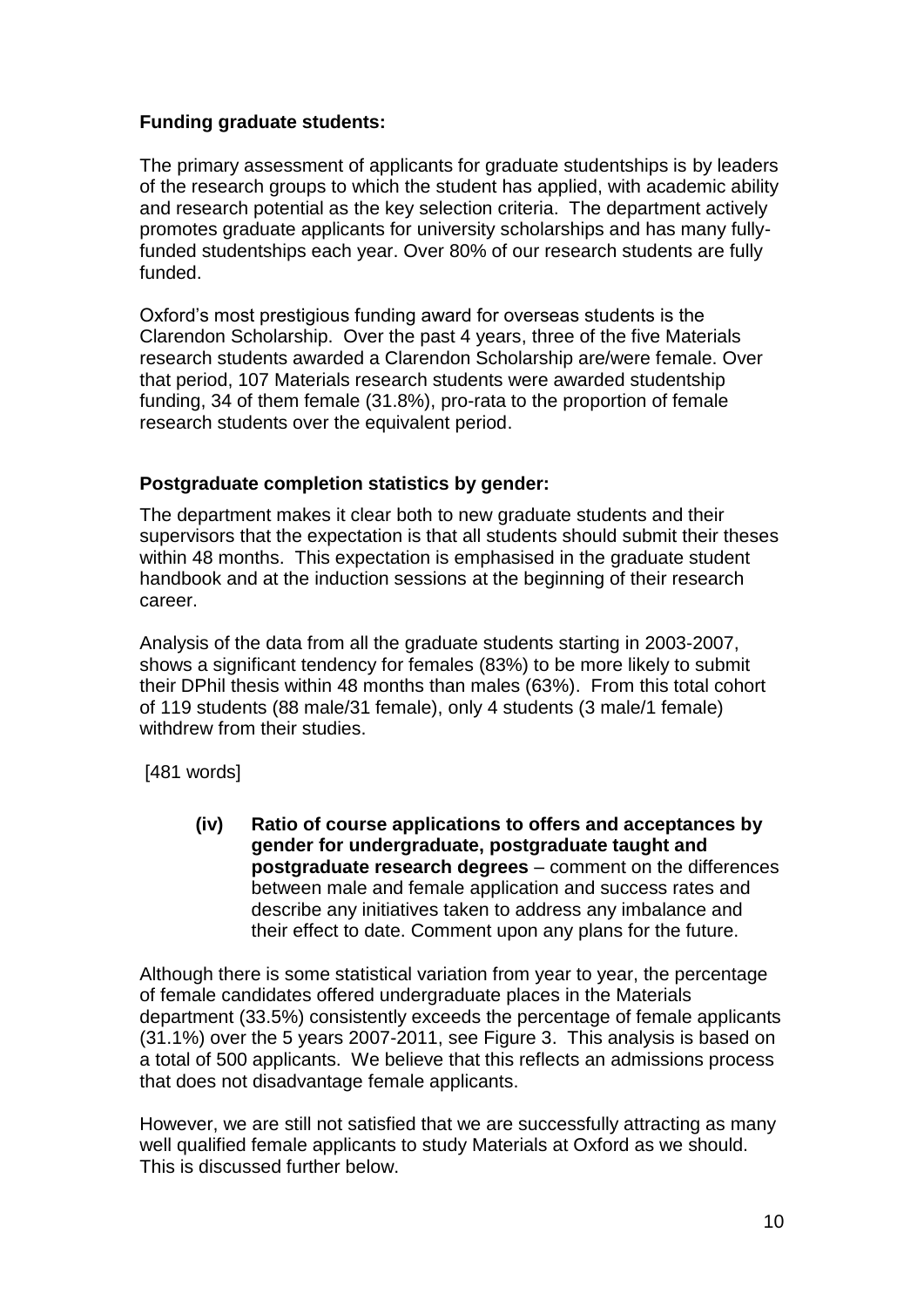**Funding graduate students:**

The primary assessment of applicants for graduate studentships is by leaders of the research groups to which the student has applied, with academic ability and research potential as the key selection criteria. The department actively promotes graduate applicants for university scholarships and has many fully-funded studentships each year. Over 80% of our research students are fully funded.

Oxford's most prestigious funding award for overseas students is the Clarendon Scholarship. Over the past 4 years, three of the five Materials research students awarded a Clarendon Scholarship are/were female. Over that period, 107 Materials research students were awarded studentship funding, 34 of them female (31.8%), pro-rata to the proportion of female research students over the equivalent period.

**Postgraduate completion statistics by gender:**

The department makes it clear both to new graduate students and their supervisors that the expectation is that all students should submit their theses within 48 months. This expectation is emphasised in the graduate student handbook and at the induction sessions at the beginning of their research career.

Analysis of the data from all the graduate students starting in 2003-2007, shows a significant tendency for females (83%) to be more likely to submit their DPhil thesis within 48 months than males (63%). From this total cohort of 119 students (88 male/31 female), only 4 students (3 male/1 female) withdrew from their studies.

[481 words]

**(iv) Ratio of course applications to offers and acceptances by gender for undergraduate, postgraduate taught and postgraduate research degrees** – comment on the differences between male and female application and success rates and describe any initiatives taken to address any imbalance and their effect to date. Comment upon any plans for the future.

Although there is some statistical variation from year to year, the percentage of female candidates offered undergraduate places in the Materials department (33.5%) consistently exceeds the percentage of female applicants (31.1%) over the 5 years 2007-2011, see Figure 3. This analysis is based on a total of 500 applicants. We believe that this reflects an admissions process that does not disadvantage female applicants.

However, we are still not satisfied that we are successfully attracting as many well qualified female applicants to study Materials at Oxford as we should. This is discussed further below.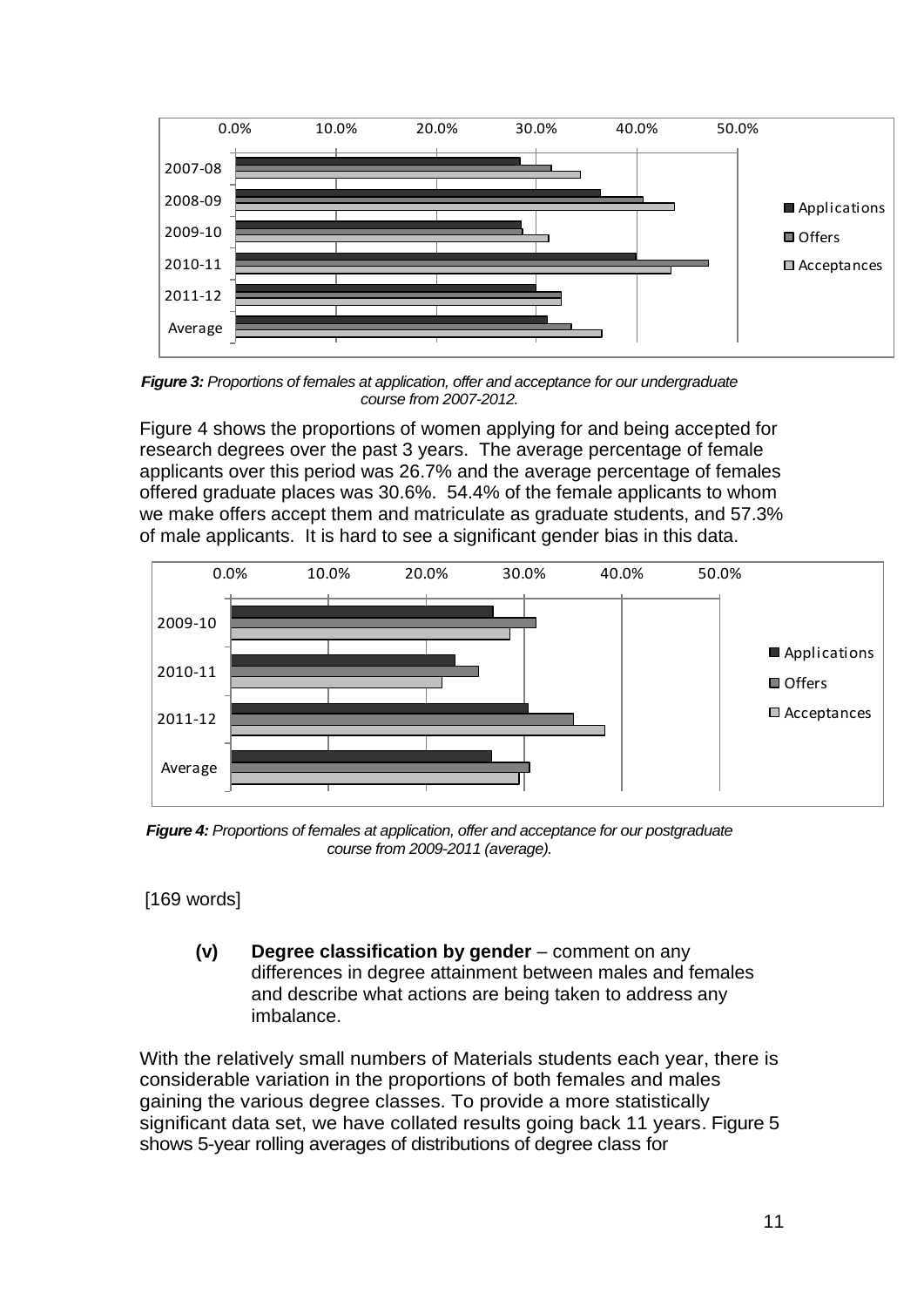*Figure 3:* *Proportions of females at application, offer and acceptance for our undergraduate course from 2007-2012.*

Figure 4 shows the proportions of women applying for and being accepted for research degrees over the past 3 years. The average percentage of female applicants over this period was 26.7% and the average percentage of females offered graduate places was 30.6%. 54.4% of the female applicants to whom we make offers accept them and matriculate as graduate students, and 57.3% of male applicants. It is hard to see a significant gender bias in this data.

*Figure 4:* *Proportions of females at application, offer and acceptance for our postgraduate course from 2009-2011 (average).*

[169 words]

**(v) Degree classification by gender** – comment on any differences in degree attainment between males and females and describe what actions are being taken to address any imbalance.

With the relatively small numbers of Materials students each year, there is considerable variation in the proportions of both females and males gaining the various degree classes. To provide a more statistically significant data set, we have collated results going back 11 years. Figure 5 shows 5-year rolling averages of distributions of degree class for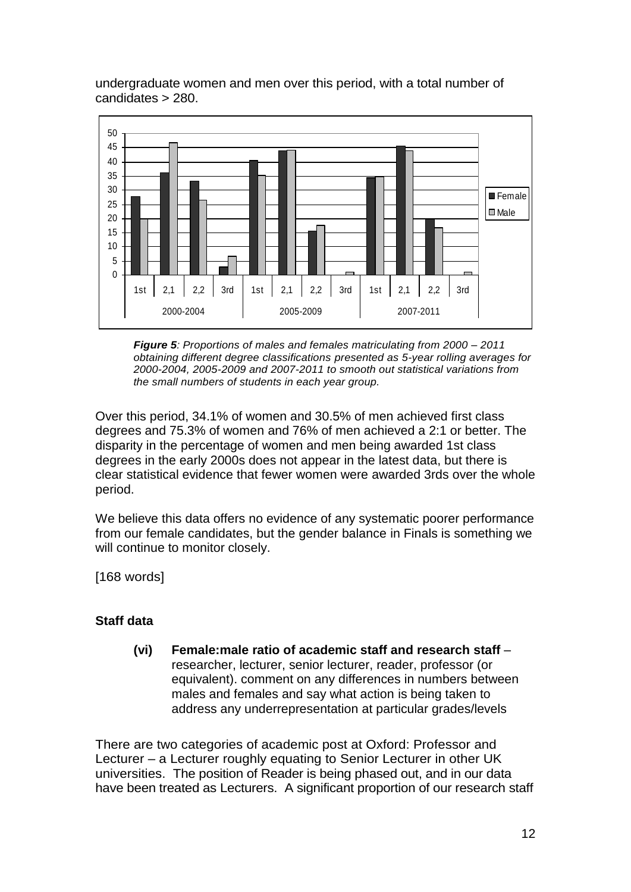undergraduate women and men over this period, with a total number of candidates > 280.

***Figure 5**: Proportions of males and females matriculating from 2000 – 2011 obtaining different degree classifications presented as 5-year rolling averages for 2000-2004, 2005-2009 and 2007-2011 to smooth out statistical variations from the small numbers of students in each year group.*

Over this period, 34.1% of women and 30.5% of men achieved first class degrees and 75.3% of women and 76% of men achieved a 2:1 or better. The disparity in the percentage of women and men being awarded 1st class degrees in the early 2000s does not appear in the latest data, but there is clear statistical evidence that fewer women were awarded 3rds over the whole period.

We believe this data offers no evidence of any systematic poorer performance from our female candidates, but the gender balance in Finals is something we will continue to monitor closely.

[168 words]

### Staff data

**(vi) Female:male ratio of academic staff and research staff** – researcher, lecturer, senior lecturer, reader, professor (or equivalent). comment on any differences in numbers between males and females and say what action is being taken to address any underrepresentation at particular grades/levels

There are two categories of academic post at Oxford: Professor and Lecturer – a Lecturer roughly equating to Senior Lecturer in other UK universities. The position of Reader is being phased out, and in our data have been treated as Lecturers. A significant proportion of our research staff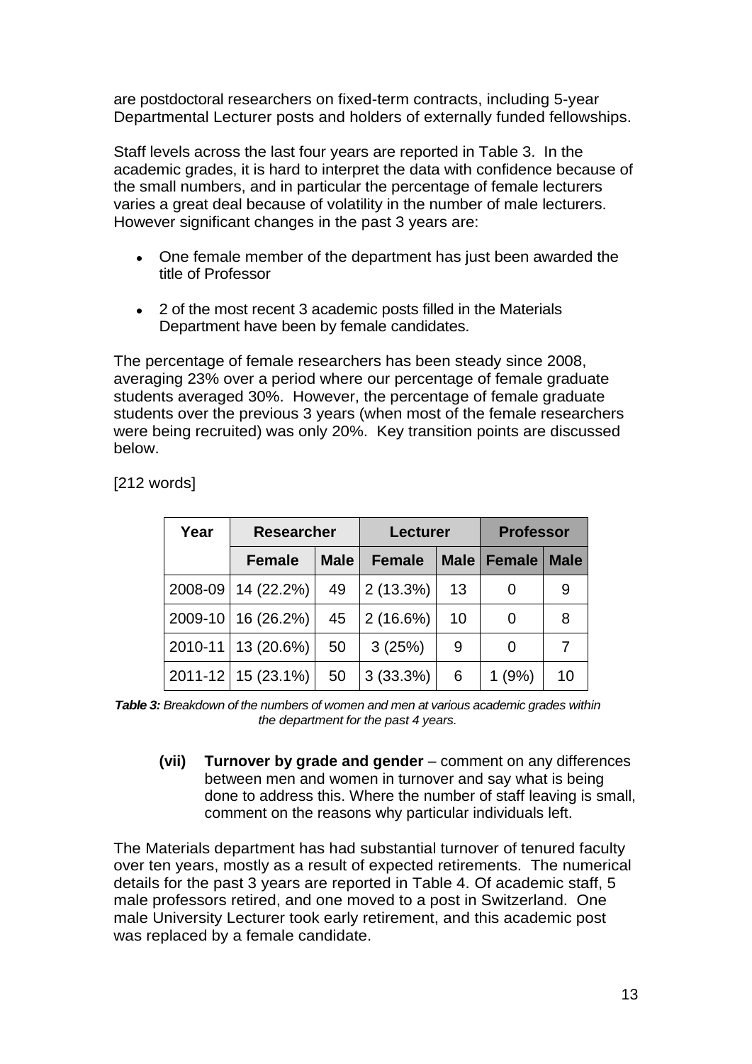are postdoctoral researchers on fixed-term contracts, including 5-year Departmental Lecturer posts and holders of externally funded fellowships.

Staff levels across the last four years are reported in Table 3. In the academic grades, it is hard to interpret the data with confidence because of the small numbers, and in particular the percentage of female lecturers varies a great deal because of volatility in the number of male lecturers. However significant changes in the past 3 years are:

- One female member of the department has just been awarded the title of Professor
- 2 of the most recent 3 academic posts filled in the Materials Department have been by female candidates.

The percentage of female researchers has been steady since 2008, averaging 23% over a period where our percentage of female graduate students averaged 30%. However, the percentage of female graduate students over the previous 3 years (when most of the female researchers were being recruited) was only 20%. Key transition points are discussed below.

[212 words]

| Year | Researcher | | Lecturer | | Professor | |
|---|---|---|---|---|---|---|
| | Female | Male | Female | Male | Female | Male |
| 2008-09 | 14 (22.2%) | 49 | 2 (13.3%) | 13 | 0 | 9 |
| 2009-10 | 16 (26.2%) | 45 | 2 (16.6%) | 10 | 0 | 8 |
| 2010-11 | 13 (20.6%) | 50 | 3 (25%) | 9 | 0 | 7 |
| 2011-12 | 15 (23.1%) | 50 | 3 (33.3%) | 6 | 1 (9%) | 10 |

***Table 3:*** *Breakdown of the numbers of women and men at various academic grades within the department for the past 4 years.*

**(vii) Turnover by grade and gender** – comment on any differences between men and women in turnover and say what is being done to address this. Where the number of staff leaving is small, comment on the reasons why particular individuals left.

The Materials department has had substantial turnover of tenured faculty over ten years, mostly as a result of expected retirements. The numerical details for the past 3 years are reported in Table 4. Of academic staff, 5 male professors retired, and one moved to a post in Switzerland. One male University Lecturer took early retirement, and this academic post was replaced by a female candidate.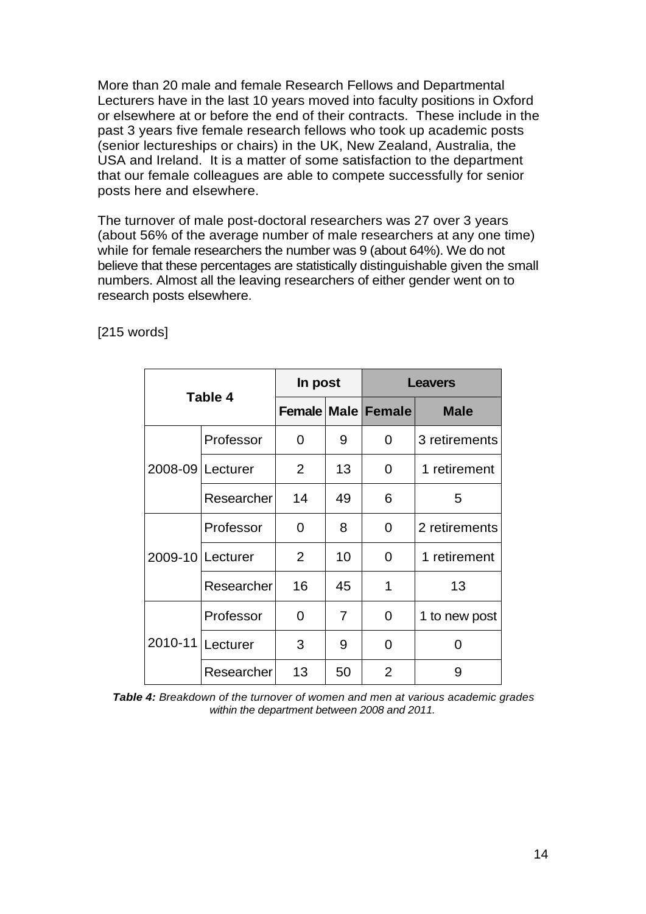More than 20 male and female Research Fellows and Departmental Lecturers have in the last 10 years moved into faculty positions in Oxford or elsewhere at or before the end of their contracts. These include in the past 3 years five female research fellows who took up academic posts (senior lectureships or chairs) in the UK, New Zealand, Australia, the USA and Ireland. It is a matter of some satisfaction to the department that our female colleagues are able to compete successfully for senior posts here and elsewhere.

The turnover of male post-doctoral researchers was 27 over 3 years (about 56% of the average number of male researchers at any one time) while for female researchers the number was 9 (about 64%). We do not believe that these percentages are statistically distinguishable given the small numbers. Almost all the leaving researchers of either gender went on to research posts elsewhere.

[215 words]

| Table 4 | | In post | | Leavers | |
|---|---|---|---|---|---|
| | | Female | Male | Female | Male |
| 2008-09 | Professor | 0 | 9 | 0 | 3 retirements |
| | Lecturer | 2 | 13 | 0 | 1 retirement |
| | Researcher | 14 | 49 | 6 | 5 |
| 2009-10 | Professor | 0 | 8 | 0 | 2 retirements |
| | Lecturer | 2 | 10 | 0 | 1 retirement |
| | Researcher | 16 | 45 | 1 | 13 |
| 2010-11 | Professor | 0 | 7 | 0 | 1 to new post |
| | Lecturer | 3 | 9 | 0 | 0 |
| | Researcher | 13 | 50 | 2 | 9 |

***Table 4:*** *Breakdown of the turnover of women and men at various academic grades within the department between 2008 and 2011.*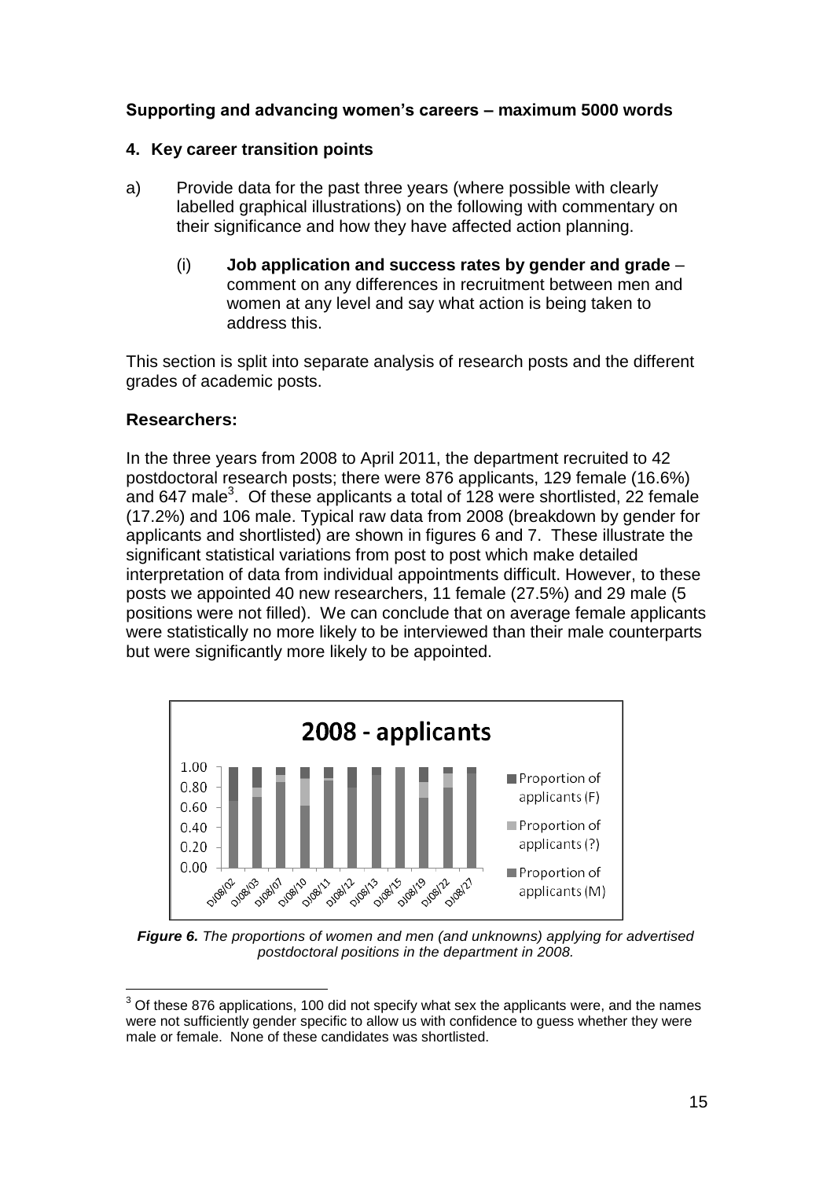**Supporting and advancing women's careers – maximum 5000 words**

**4. Key career transition points**

a) Provide data for the past three years (where possible with clearly labelled graphical illustrations) on the following with commentary on their significance and how they have affected action planning.

(i) **Job application and success rates by gender and grade** – comment on any differences in recruitment between men and women at any level and say what action is being taken to address this.

This section is split into separate analysis of research posts and the different grades of academic posts.

**Researchers:**

In the three years from 2008 to April 2011, the department recruited to 42 postdoctoral research posts; there were 876 applicants, 129 female (16.6%) and 647 male[3]. Of these applicants a total of 128 were shortlisted, 22 female (17.2%) and 106 male. Typical raw data from 2008 (breakdown by gender for applicants and shortlisted) are shown in figures 6 and 7. These illustrate the significant statistical variations from post to post which make detailed interpretation of data from individual appointments difficult. However, to these posts we appointed 40 new researchers, 11 female (27.5%) and 29 male (5 positions were not filled). We can conclude that on average female applicants were statistically no more likely to be interviewed than their male counterparts but were significantly more likely to be appointed.

*Figure 6. The proportions of women and men (and unknowns) applying for advertised postdoctoral positions in the department in 2008.*

[3] Of these 876 applications, 100 did not specify what sex the applicants were, and the names were not sufficiently gender specific to allow us with confidence to guess whether they were male or female. None of these candidates was shortlisted.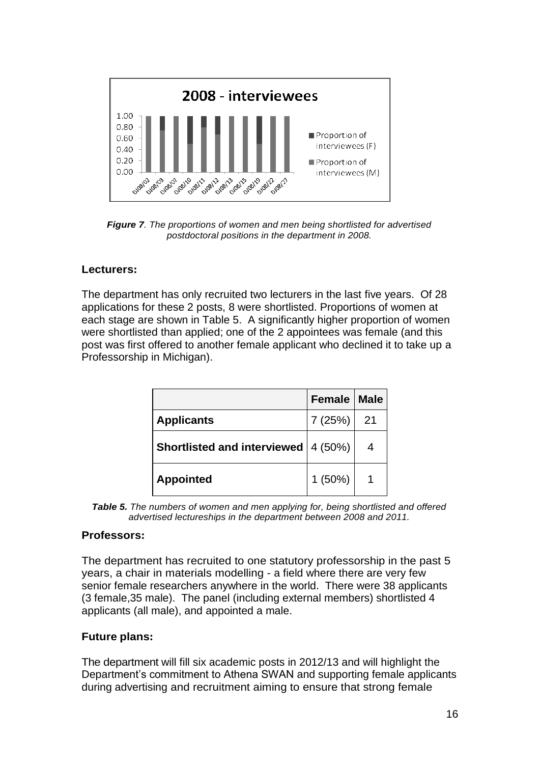*Figure 7. The proportions of women and men being shortlisted for advertised postdoctoral positions in the department in 2008.*

### Lecturers:

The department has only recruited two lecturers in the last five years. Of 28 applications for these 2 posts, 8 were shortlisted. Proportions of women at each stage are shown in Table 5. A significantly higher proportion of women were shortlisted than applied; one of the 2 appointees was female (and this post was first offered to another female applicant who declined it to take up a Professorship in Michigan).

| | Female | Male |
|---|---|---|
| **Applicants** | 7 (25%) | 21 |
| **Shortlisted and interviewed** | 4 (50%) | 4 |
| **Appointed** | 1 (50%) | 1 |

***Table 5.*** *The numbers of women and men applying for, being shortlisted and offered advertised lectureships in the department between 2008 and 2011.*

### Professors:

The department has recruited to one statutory professorship in the past 5 years, a chair in materials modelling - a field where there are very few senior female researchers anywhere in the world. There were 38 applicants (3 female,35 male). The panel (including external members) shortlisted 4 applicants (all male), and appointed a male.

### Future plans:

The department will fill six academic posts in 2012/13 and will highlight the Department's commitment to Athena SWAN and supporting female applicants during advertising and recruitment aiming to ensure that strong female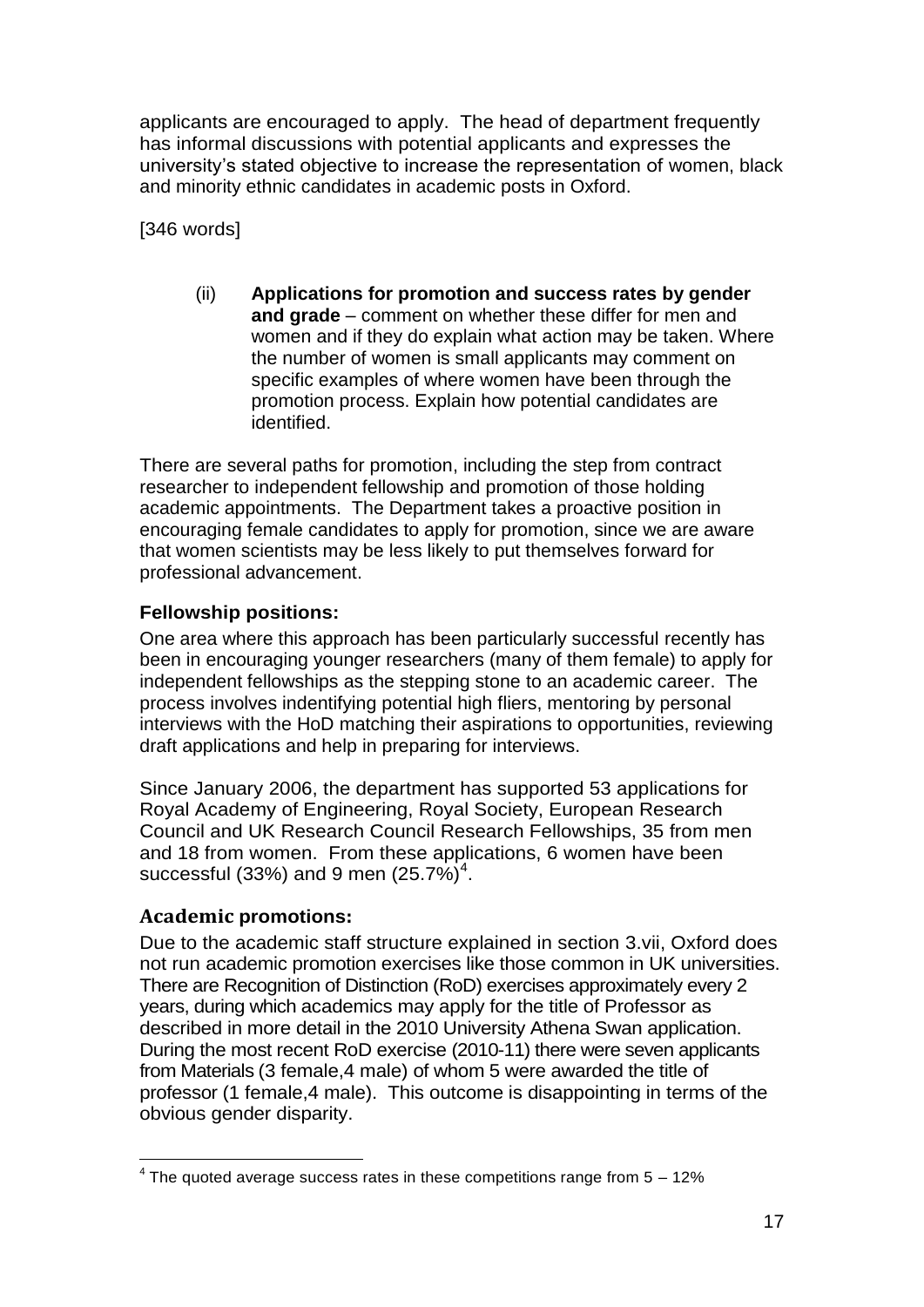applicants are encouraged to apply. The head of department frequently has informal discussions with potential applicants and expresses the university's stated objective to increase the representation of women, black and minority ethnic candidates in academic posts in Oxford.

[346 words]

(ii) **Applications for promotion and success rates by gender and grade** – comment on whether these differ for men and women and if they do explain what action may be taken. Where the number of women is small applicants may comment on specific examples of where women have been through the promotion process. Explain how potential candidates are identified.

There are several paths for promotion, including the step from contract researcher to independent fellowship and promotion of those holding academic appointments. The Department takes a proactive position in encouraging female candidates to apply for promotion, since we are aware that women scientists may be less likely to put themselves forward for professional advancement.

**Fellowship positions:**

One area where this approach has been particularly successful recently has been in encouraging younger researchers (many of them female) to apply for independent fellowships as the stepping stone to an academic career. The process involves indentifying potential high fliers, mentoring by personal interviews with the HoD matching their aspirations to opportunities, reviewing draft applications and help in preparing for interviews.

Since January 2006, the department has supported 53 applications for Royal Academy of Engineering, Royal Society, European Research Council and UK Research Council Research Fellowships, 35 from men and 18 from women. From these applications, 6 women have been successful (33%) and 9 men (25.7%)[4].

**Academic promotions:**

Due to the academic staff structure explained in section 3.vii, Oxford does not run academic promotion exercises like those common in UK universities. There are Recognition of Distinction (RoD) exercises approximately every 2 years, during which academics may apply for the title of Professor as described in more detail in the 2010 University Athena Swan application. During the most recent RoD exercise (2010-11) there were seven applicants from Materials (3 female,4 male) of whom 5 were awarded the title of professor (1 female,4 male). This outcome is disappointing in terms of the obvious gender disparity.

[4] The quoted average success rates in these competitions range from 5 – 12%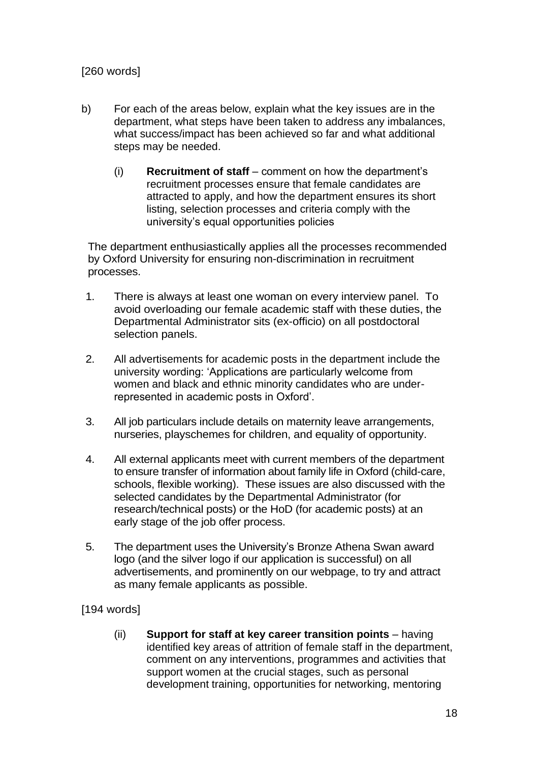[260 words]

b) For each of the areas below, explain what the key issues are in the department, what steps have been taken to address any imbalances, what success/impact has been achieved so far and what additional steps may be needed.

   (i) **Recruitment of staff** – comment on how the department's recruitment processes ensure that female candidates are attracted to apply, and how the department ensures its short listing, selection processes and criteria comply with the university's equal opportunities policies

The department enthusiastically applies all the processes recommended by Oxford University for ensuring non-discrimination in recruitment processes.

1. There is always at least one woman on every interview panel. To avoid overloading our female academic staff with these duties, the Departmental Administrator sits (ex-officio) on all postdoctoral selection panels.

2. All advertisements for academic posts in the department include the university wording: 'Applications are particularly welcome from women and black and ethnic minority candidates who are under-represented in academic posts in Oxford'.

3. All job particulars include details on maternity leave arrangements, nurseries, playschemes for children, and equality of opportunity.

4. All external applicants meet with current members of the department to ensure transfer of information about family life in Oxford (child-care, schools, flexible working). These issues are also discussed with the selected candidates by the Departmental Administrator (for research/technical posts) or the HoD (for academic posts) at an early stage of the job offer process.

5. The department uses the University's Bronze Athena Swan award logo (and the silver logo if our application is successful) on all advertisements, and prominently on our webpage, to try and attract as many female applicants as possible.

[194 words]

   (ii) **Support for staff at key career transition points** – having identified key areas of attrition of female staff in the department, comment on any interventions, programmes and activities that support women at the crucial stages, such as personal development training, opportunities for networking, mentoring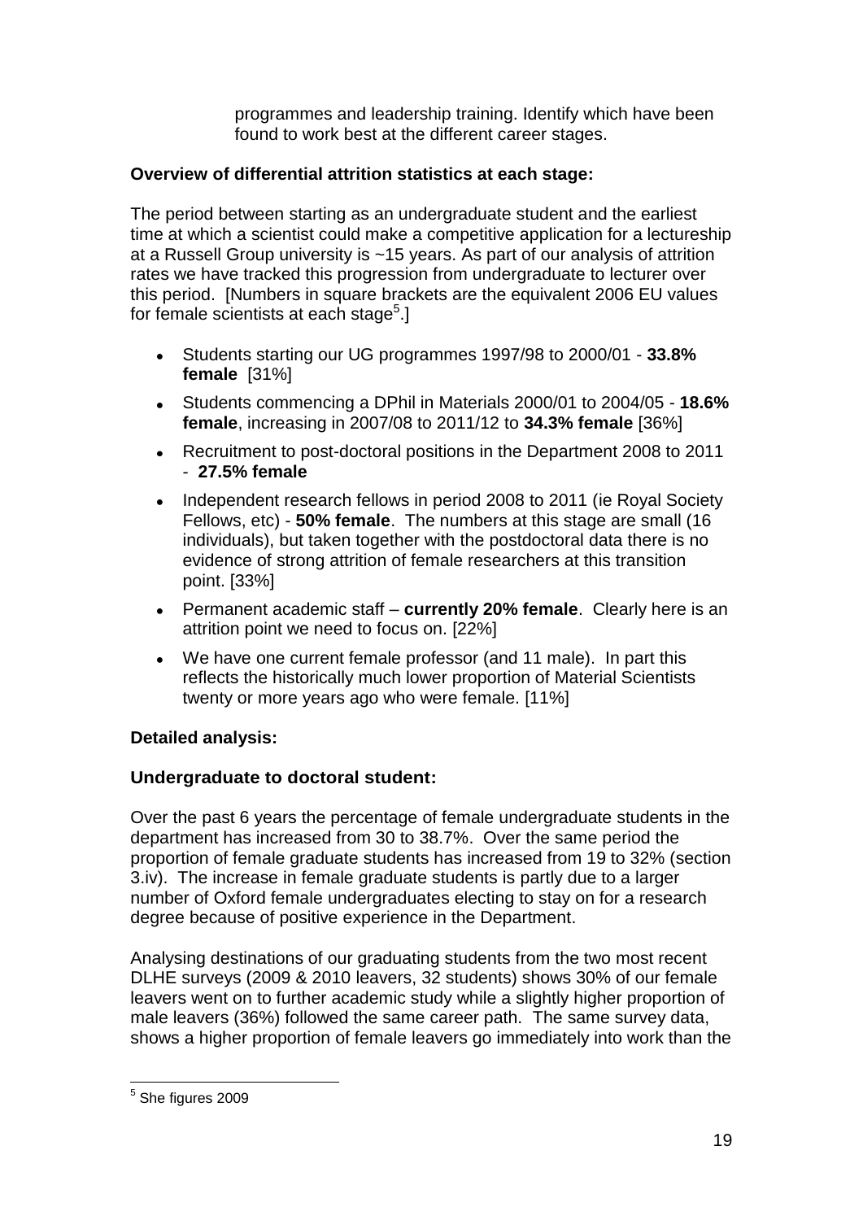programmes and leadership training. Identify which have been found to work best at the different career stages.

**Overview of differential attrition statistics at each stage:**

The period between starting as an undergraduate student and the earliest time at which a scientist could make a competitive application for a lectureship at a Russell Group university is ~15 years. As part of our analysis of attrition rates we have tracked this progression from undergraduate to lecturer over this period. [Numbers in square brackets are the equivalent 2006 EU values for female scientists at each stage[5].]

- Students starting our UG programmes 1997/98 to 2000/01 - **33.8% female** [31%]
- Students commencing a DPhil in Materials 2000/01 to 2004/05 - **18.6% female**, increasing in 2007/08 to 2011/12 to **34.3% female** [36%]
- Recruitment to post-doctoral positions in the Department 2008 to 2011 - **27.5% female**
- Independent research fellows in period 2008 to 2011 (ie Royal Society Fellows, etc) - **50% female**. The numbers at this stage are small (16 individuals), but taken together with the postdoctoral data there is no evidence of strong attrition of female researchers at this transition point. [33%]
- Permanent academic staff – **currently 20% female**. Clearly here is an attrition point we need to focus on. [22%]
- We have one current female professor (and 11 male). In part this reflects the historically much lower proportion of Material Scientists twenty or more years ago who were female. [11%]

**Detailed analysis:**

### Undergraduate to doctoral student:

Over the past 6 years the percentage of female undergraduate students in the department has increased from 30 to 38.7%. Over the same period the proportion of female graduate students has increased from 19 to 32% (section 3.iv). The increase in female graduate students is partly due to a larger number of Oxford female undergraduates electing to stay on for a research degree because of positive experience in the Department.

Analysing destinations of our graduating students from the two most recent DLHE surveys (2009 & 2010 leavers, 32 students) shows 30% of our female leavers went on to further academic study while a slightly higher proportion of male leavers (36%) followed the same career path. The same survey data, shows a higher proportion of female leavers go immediately into work than the

[5] She figures 2009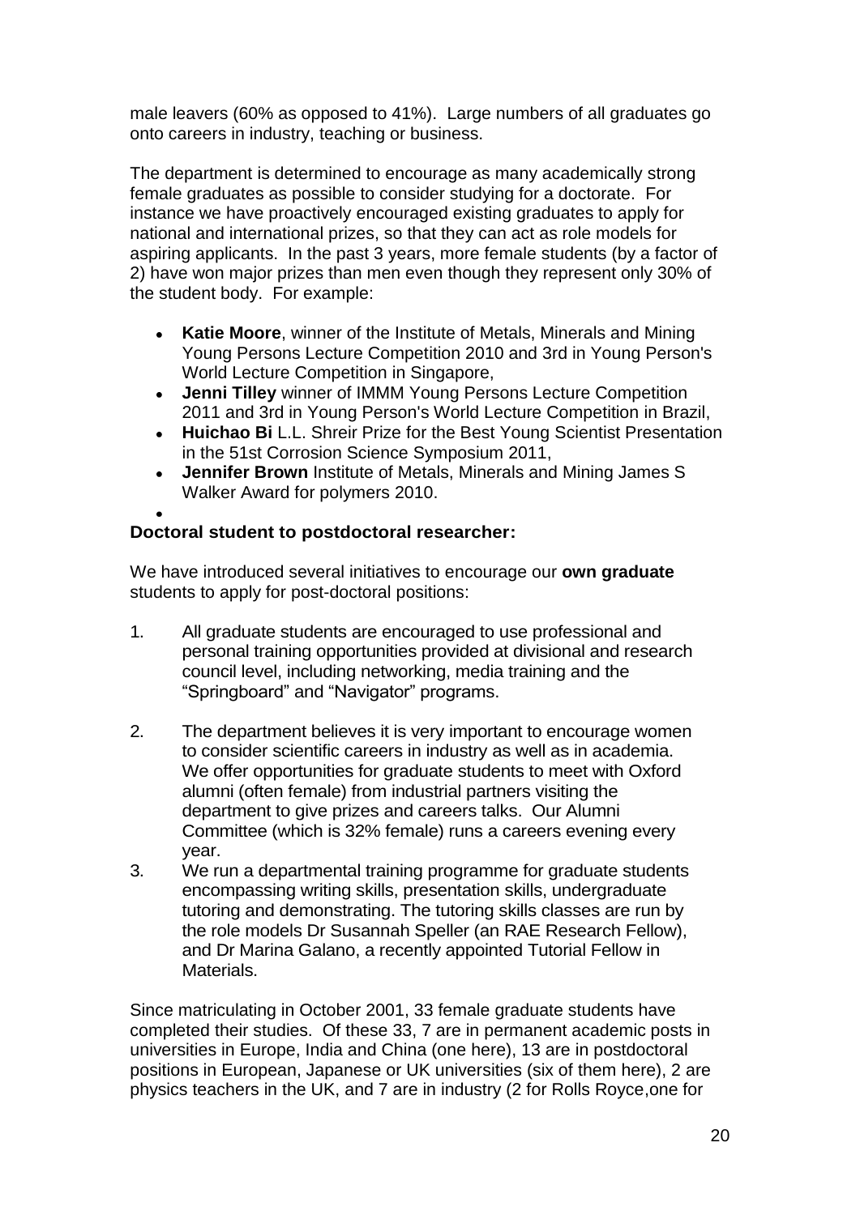male leavers (60% as opposed to 41%). Large numbers of all graduates go onto careers in industry, teaching or business.

The department is determined to encourage as many academically strong female graduates as possible to consider studying for a doctorate. For instance we have proactively encouraged existing graduates to apply for national and international prizes, so that they can act as role models for aspiring applicants. In the past 3 years, more female students (by a factor of 2) have won major prizes than men even though they represent only 30% of the student body. For example:

- **Katie Moore**, winner of the Institute of Metals, Minerals and Mining Young Persons Lecture Competition 2010 and 3rd in Young Person's World Lecture Competition in Singapore,
- **Jenni Tilley** winner of IMMM Young Persons Lecture Competition 2011 and 3rd in Young Person's World Lecture Competition in Brazil,
- **Huichao Bi** L.L. Shreir Prize for the Best Young Scientist Presentation in the 51st Corrosion Science Symposium 2011,
- **Jennifer Brown** Institute of Metals, Minerals and Mining James S Walker Award for polymers 2010.

**Doctoral student to postdoctoral researcher:**

We have introduced several initiatives to encourage our **own graduate** students to apply for post-doctoral positions:

1. All graduate students are encouraged to use professional and personal training opportunities provided at divisional and research council level, including networking, media training and the "Springboard" and "Navigator" programs.

2. The department believes it is very important to encourage women to consider scientific careers in industry as well as in academia. We offer opportunities for graduate students to meet with Oxford alumni (often female) from industrial partners visiting the department to give prizes and careers talks. Our Alumni Committee (which is 32% female) runs a careers evening every year.
3. We run a departmental training programme for graduate students encompassing writing skills, presentation skills, undergraduate tutoring and demonstrating. The tutoring skills classes are run by the role models Dr Susannah Speller (an RAE Research Fellow), and Dr Marina Galano, a recently appointed Tutorial Fellow in Materials.

Since matriculating in October 2001, 33 female graduate students have completed their studies. Of these 33, 7 are in permanent academic posts in universities in Europe, India and China (one here), 13 are in postdoctoral positions in European, Japanese or UK universities (six of them here), 2 are physics teachers in the UK, and 7 are in industry (2 for Rolls Royce,one for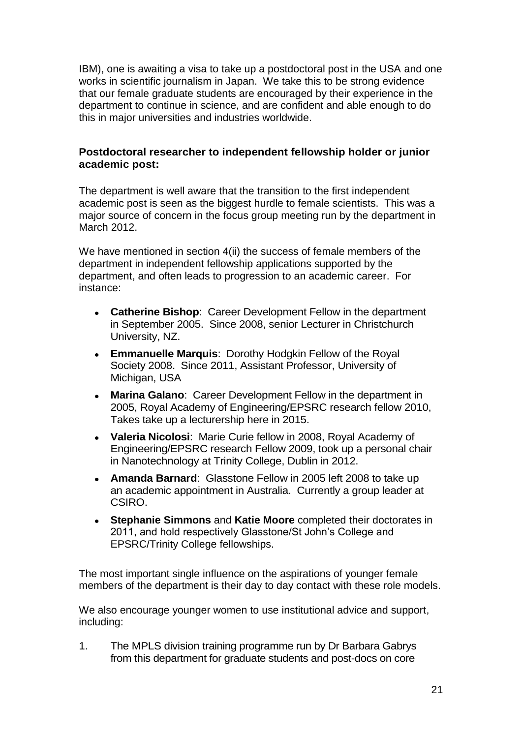IBM), one is awaiting a visa to take up a postdoctoral post in the USA and one works in scientific journalism in Japan. We take this to be strong evidence that our female graduate students are encouraged by their experience in the department to continue in science, and are confident and able enough to do this in major universities and industries worldwide.

**Postdoctoral researcher to independent fellowship holder or junior academic post:**

The department is well aware that the transition to the first independent academic post is seen as the biggest hurdle to female scientists. This was a major source of concern in the focus group meeting run by the department in March 2012.

We have mentioned in section 4(ii) the success of female members of the department in independent fellowship applications supported by the department, and often leads to progression to an academic career. For instance:

- **Catherine Bishop**: Career Development Fellow in the department in September 2005. Since 2008, senior Lecturer in Christchurch University, NZ.
- **Emmanuelle Marquis**: Dorothy Hodgkin Fellow of the Royal Society 2008. Since 2011, Assistant Professor, University of Michigan, USA
- **Marina Galano**: Career Development Fellow in the department in 2005, Royal Academy of Engineering/EPSRC research fellow 2010, Takes take up a lecturership here in 2015.
- **Valeria Nicolosi**: Marie Curie fellow in 2008, Royal Academy of Engineering/EPSRC research Fellow 2009, took up a personal chair in Nanotechnology at Trinity College, Dublin in 2012.
- **Amanda Barnard**: Glasstone Fellow in 2005 left 2008 to take up an academic appointment in Australia. Currently a group leader at CSIRO.
- **Stephanie Simmons** and **Katie Moore** completed their doctorates in 2011, and hold respectively Glasstone/St John's College and EPSRC/Trinity College fellowships.

The most important single influence on the aspirations of younger female members of the department is their day to day contact with these role models.

We also encourage younger women to use institutional advice and support, including:

1. The MPLS division training programme run by Dr Barbara Gabrys from this department for graduate students and post-docs on core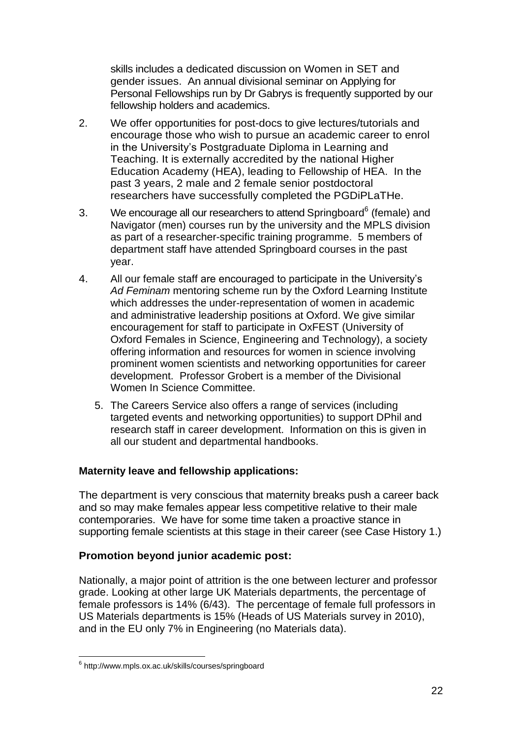skills includes a dedicated discussion on Women in SET and gender issues. An annual divisional seminar on Applying for Personal Fellowships run by Dr Gabrys is frequently supported by our fellowship holders and academics.

2. We offer opportunities for post-docs to give lectures/tutorials and encourage those who wish to pursue an academic career to enrol in the University's Postgraduate Diploma in Learning and Teaching. It is externally accredited by the national Higher Education Academy (HEA), leading to Fellowship of HEA. In the past 3 years, 2 male and 2 female senior postdoctoral researchers have successfully completed the PGDiPLaTHe.

3. We encourage all our researchers to attend Springboard[6] (female) and Navigator (men) courses run by the university and the MPLS division as part of a researcher-specific training programme. 5 members of department staff have attended Springboard courses in the past year.

4. All our female staff are encouraged to participate in the University's *Ad Feminam* mentoring scheme run by the Oxford Learning Institute which addresses the under-representation of women in academic and administrative leadership positions at Oxford. We give similar encouragement for staff to participate in OxFEST (University of Oxford Females in Science, Engineering and Technology), a society offering information and resources for women in science involving prominent women scientists and networking opportunities for career development. Professor Grobert is a member of the Divisional Women In Science Committee.

5. The Careers Service also offers a range of services (including targeted events and networking opportunities) to support DPhil and research staff in career development. Information on this is given in all our student and departmental handbooks.

**Maternity leave and fellowship applications:**

The department is very conscious that maternity breaks push a career back and so may make females appear less competitive relative to their male contemporaries. We have for some time taken a proactive stance in supporting female scientists at this stage in their career (see Case History 1.)

**Promotion beyond junior academic post:**

Nationally, a major point of attrition is the one between lecturer and professor grade. Looking at other large UK Materials departments, the percentage of female professors is 14% (6/43). The percentage of female full professors in US Materials departments is 15% (Heads of US Materials survey in 2010), and in the EU only 7% in Engineering (no Materials data).

[6] http://www.mpls.ox.ac.uk/skills/courses/springboard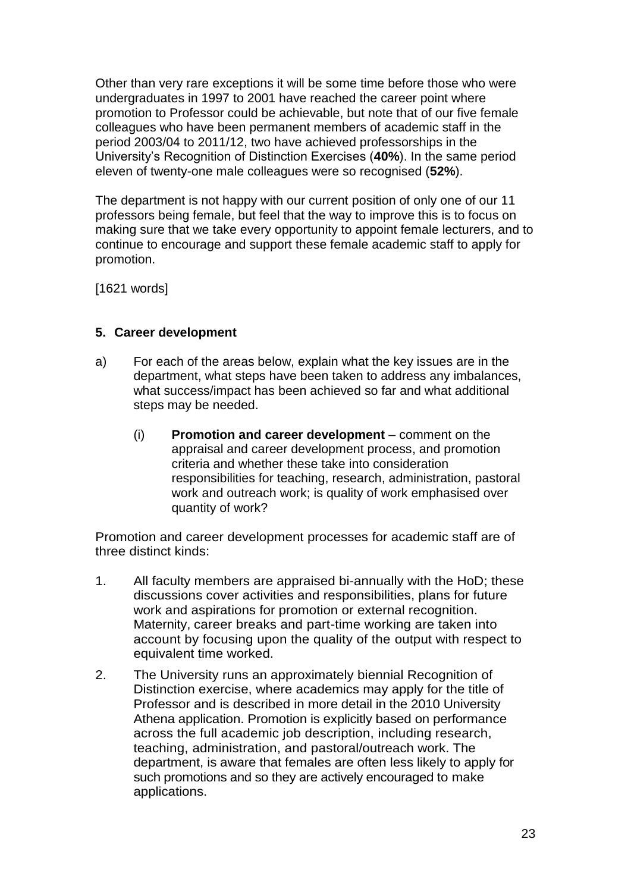Other than very rare exceptions it will be some time before those who were undergraduates in 1997 to 2001 have reached the career point where promotion to Professor could be achievable, but note that of our five female colleagues who have been permanent members of academic staff in the period 2003/04 to 2011/12, two have achieved professorships in the University's Recognition of Distinction Exercises (**40%**). In the same period eleven of twenty-one male colleagues were so recognised (**52%**).

The department is not happy with our current position of only one of our 11 professors being female, but feel that the way to improve this is to focus on making sure that we take every opportunity to appoint female lecturers, and to continue to encourage and support these female academic staff to apply for promotion.

[1621 words]

## 5. Career development

a) For each of the areas below, explain what the key issues are in the department, what steps have been taken to address any imbalances, what success/impact has been achieved so far and what additional steps may be needed.

   (i) **Promotion and career development** – comment on the appraisal and career development process, and promotion criteria and whether these take into consideration responsibilities for teaching, research, administration, pastoral work and outreach work; is quality of work emphasised over quantity of work?

Promotion and career development processes for academic staff are of three distinct kinds:

1. All faculty members are appraised bi-annually with the HoD; these discussions cover activities and responsibilities, plans for future work and aspirations for promotion or external recognition. Maternity, career breaks and part-time working are taken into account by focusing upon the quality of the output with respect to equivalent time worked.
2. The University runs an approximately biennial Recognition of Distinction exercise, where academics may apply for the title of Professor and is described in more detail in the 2010 University Athena application. Promotion is explicitly based on performance across the full academic job description, including research, teaching, administration, and pastoral/outreach work. The department, is aware that females are often less likely to apply for such promotions and so they are actively encouraged to make applications.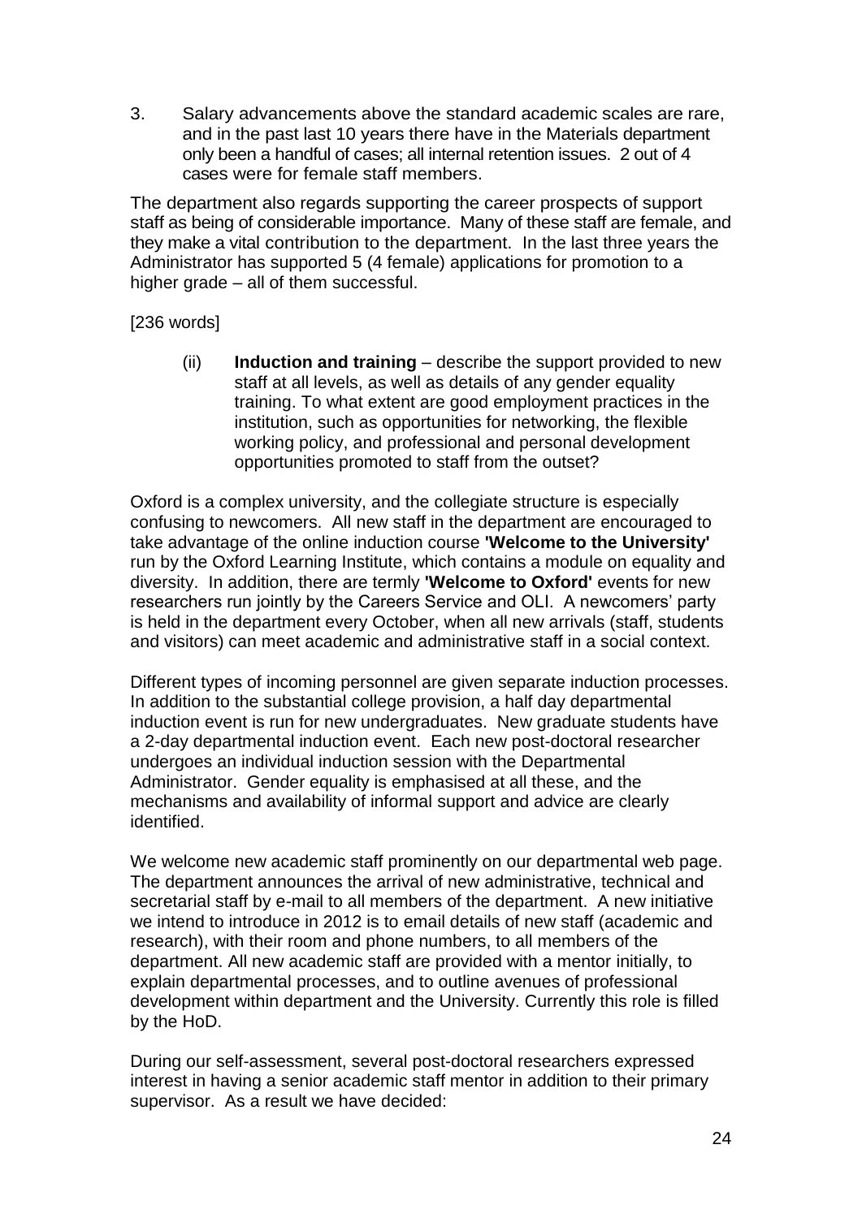3. Salary advancements above the standard academic scales are rare, and in the past last 10 years there have in the Materials department only been a handful of cases; all internal retention issues. 2 out of 4 cases were for female staff members.

The department also regards supporting the career prospects of support staff as being of considerable importance. Many of these staff are female, and they make a vital contribution to the department. In the last three years the Administrator has supported 5 (4 female) applications for promotion to a higher grade – all of them successful.

[236 words]

(ii) **Induction and training** – describe the support provided to new staff at all levels, as well as details of any gender equality training. To what extent are good employment practices in the institution, such as opportunities for networking, the flexible working policy, and professional and personal development opportunities promoted to staff from the outset?

Oxford is a complex university, and the collegiate structure is especially confusing to newcomers. All new staff in the department are encouraged to take advantage of the online induction course **'Welcome to the University'** run by the Oxford Learning Institute, which contains a module on equality and diversity. In addition, there are termly **'Welcome to Oxford'** events for new researchers run jointly by the Careers Service and OLI. A newcomers' party is held in the department every October, when all new arrivals (staff, students and visitors) can meet academic and administrative staff in a social context.

Different types of incoming personnel are given separate induction processes. In addition to the substantial college provision, a half day departmental induction event is run for new undergraduates. New graduate students have a 2-day departmental induction event. Each new post-doctoral researcher undergoes an individual induction session with the Departmental Administrator. Gender equality is emphasised at all these, and the mechanisms and availability of informal support and advice are clearly identified.

We welcome new academic staff prominently on our departmental web page. The department announces the arrival of new administrative, technical and secretarial staff by e-mail to all members of the department. A new initiative we intend to introduce in 2012 is to email details of new staff (academic and research), with their room and phone numbers, to all members of the department. All new academic staff are provided with a mentor initially, to explain departmental processes, and to outline avenues of professional development within department and the University. Currently this role is filled by the HoD.

During our self-assessment, several post-doctoral researchers expressed interest in having a senior academic staff mentor in addition to their primary supervisor. As a result we have decided: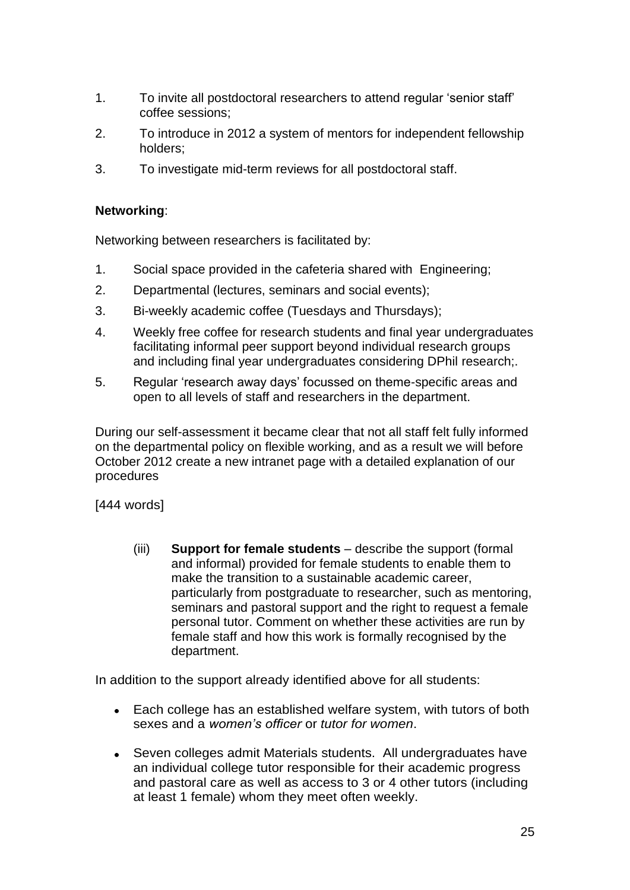1. To invite all postdoctoral researchers to attend regular 'senior staff' coffee sessions;
2. To introduce in 2012 a system of mentors for independent fellowship holders;
3. To investigate mid-term reviews for all postdoctoral staff.

**Networking**:

Networking between researchers is facilitated by:

1. Social space provided in the cafeteria shared with Engineering;
2. Departmental (lectures, seminars and social events);
3. Bi-weekly academic coffee (Tuesdays and Thursdays);
4. Weekly free coffee for research students and final year undergraduates facilitating informal peer support beyond individual research groups and including final year undergraduates considering DPhil research;.
5. Regular 'research away days' focussed on theme-specific areas and open to all levels of staff and researchers in the department.

During our self-assessment it became clear that not all staff felt fully informed on the departmental policy on flexible working, and as a result we will before October 2012 create a new intranet page with a detailed explanation of our procedures

[444 words]

(iii) **Support for female students** – describe the support (formal and informal) provided for female students to enable them to make the transition to a sustainable academic career, particularly from postgraduate to researcher, such as mentoring, seminars and pastoral support and the right to request a female personal tutor. Comment on whether these activities are run by female staff and how this work is formally recognised by the department.

In addition to the support already identified above for all students:

- Each college has an established welfare system, with tutors of both sexes and a *women's officer* or *tutor for women*.
- Seven colleges admit Materials students. All undergraduates have an individual college tutor responsible for their academic progress and pastoral care as well as access to 3 or 4 other tutors (including at least 1 female) whom they meet often weekly.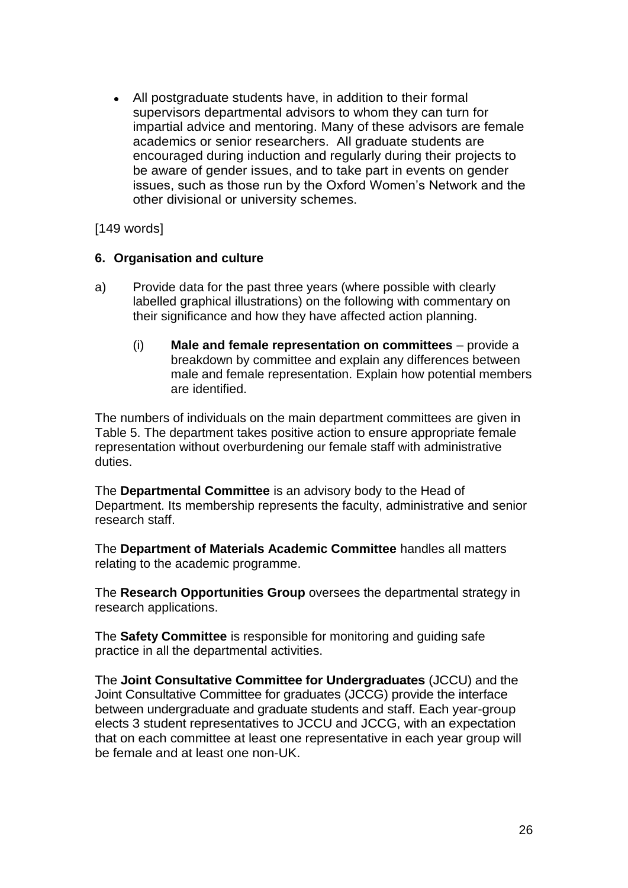- All postgraduate students have, in addition to their formal supervisors departmental advisors to whom they can turn for impartial advice and mentoring. Many of these advisors are female academics or senior researchers. All graduate students are encouraged during induction and regularly during their projects to be aware of gender issues, and to take part in events on gender issues, such as those run by the Oxford Women's Network and the other divisional or university schemes.

[149 words]

## 6. Organisation and culture

a) Provide data for the past three years (where possible with clearly labelled graphical illustrations) on the following with commentary on their significance and how they have affected action planning.

(i) **Male and female representation on committees** – provide a breakdown by committee and explain any differences between male and female representation. Explain how potential members are identified.

The numbers of individuals on the main department committees are given in Table 5. The department takes positive action to ensure appropriate female representation without overburdening our female staff with administrative duties.

The **Departmental Committee** is an advisory body to the Head of Department. Its membership represents the faculty, administrative and senior research staff.

The **Department of Materials Academic Committee** handles all matters relating to the academic programme.

The **Research Opportunities Group** oversees the departmental strategy in research applications.

The **Safety Committee** is responsible for monitoring and guiding safe practice in all the departmental activities.

The **Joint Consultative Committee for Undergraduates** (JCCU) and the Joint Consultative Committee for graduates (JCCG) provide the interface between undergraduate and graduate students and staff. Each year-group elects 3 student representatives to JCCU and JCCG, with an expectation that on each committee at least one representative in each year group will be female and at least one non-UK.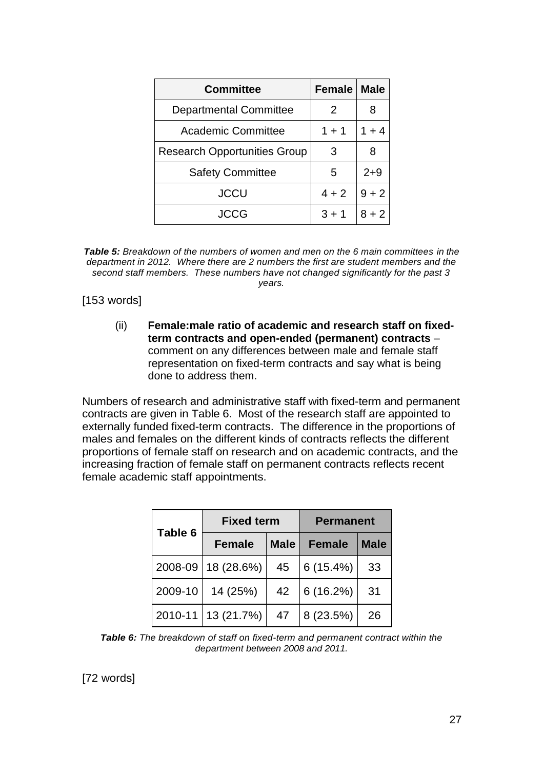| Committee | Female | Male |
|---|---|---|
| Departmental Committee | 2 | 8 |
| Academic Committee | 1 + 1 | 1 + 4 |
| Research Opportunities Group | 3 | 8 |
| Safety Committee | 5 | 2+9 |
| JCCU | 4 + 2 | 9 + 2 |
| JCCG | 3 + 1 | 8 + 2 |

***Table 5:*** *Breakdown of the numbers of women and men on the 6 main committees in the department in 2012. Where there are 2 numbers the first are student members and the second staff members. These numbers have not changed significantly for the past 3 years.*

[153 words]

(ii) **Female:male ratio of academic and research staff on fixed-term contracts and open-ended (permanent) contracts** – comment on any differences between male and female staff representation on fixed-term contracts and say what is being done to address them.

Numbers of research and administrative staff with fixed-term and permanent contracts are given in Table 6. Most of the research staff are appointed to externally funded fixed-term contracts. The difference in the proportions of males and females on the different kinds of contracts reflects the different proportions of female staff on research and on academic contracts, and the increasing fraction of female staff on permanent contracts reflects recent female academic staff appointments.

| Table 6 | Fixed term | | Permanent | |
|---|---|---|---|---|
| | Female | Male | Female | Male |
| 2008-09 | 18 (28.6%) | 45 | 6 (15.4%) | 33 |
| 2009-10 | 14 (25%) | 42 | 6 (16.2%) | 31 |
| 2010-11 | 13 (21.7%) | 47 | 8 (23.5%) | 26 |

***Table 6:*** *The breakdown of staff on fixed-term and permanent contract within the department between 2008 and 2011.*

[72 words]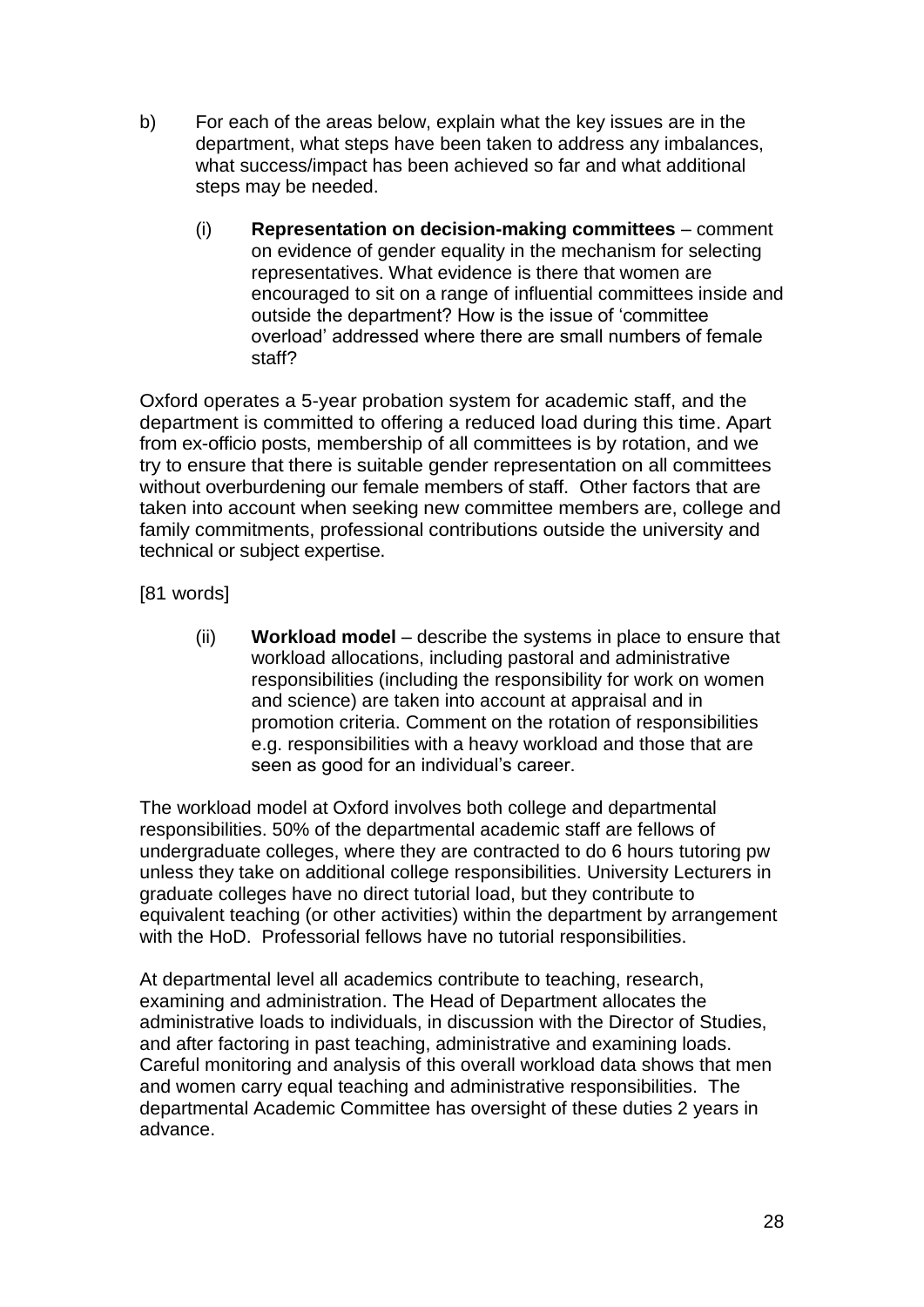b) For each of the areas below, explain what the key issues are in the department, what steps have been taken to address any imbalances, what success/impact has been achieved so far and what additional steps may be needed.

   (i) **Representation on decision-making committees** – comment on evidence of gender equality in the mechanism for selecting representatives. What evidence is there that women are encouraged to sit on a range of influential committees inside and outside the department? How is the issue of 'committee overload' addressed where there are small numbers of female staff?

Oxford operates a 5-year probation system for academic staff, and the department is committed to offering a reduced load during this time. Apart from ex-officio posts, membership of all committees is by rotation, and we try to ensure that there is suitable gender representation on all committees without overburdening our female members of staff. Other factors that are taken into account when seeking new committee members are, college and family commitments, professional contributions outside the university and technical or subject expertise.

[81 words]

   (ii) **Workload model** – describe the systems in place to ensure that workload allocations, including pastoral and administrative responsibilities (including the responsibility for work on women and science) are taken into account at appraisal and in promotion criteria. Comment on the rotation of responsibilities e.g. responsibilities with a heavy workload and those that are seen as good for an individual's career.

The workload model at Oxford involves both college and departmental responsibilities. 50% of the departmental academic staff are fellows of undergraduate colleges, where they are contracted to do 6 hours tutoring pw unless they take on additional college responsibilities. University Lecturers in graduate colleges have no direct tutorial load, but they contribute to equivalent teaching (or other activities) within the department by arrangement with the HoD. Professorial fellows have no tutorial responsibilities.

At departmental level all academics contribute to teaching, research, examining and administration. The Head of Department allocates the administrative loads to individuals, in discussion with the Director of Studies, and after factoring in past teaching, administrative and examining loads. Careful monitoring and analysis of this overall workload data shows that men and women carry equal teaching and administrative responsibilities. The departmental Academic Committee has oversight of these duties 2 years in advance.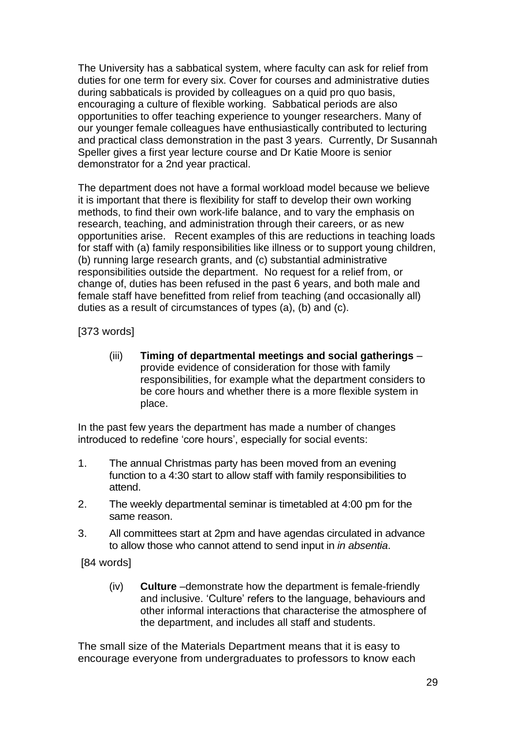The University has a sabbatical system, where faculty can ask for relief from duties for one term for every six. Cover for courses and administrative duties during sabbaticals is provided by colleagues on a quid pro quo basis, encouraging a culture of flexible working. Sabbatical periods are also opportunities to offer teaching experience to younger researchers. Many of our younger female colleagues have enthusiastically contributed to lecturing and practical class demonstration in the past 3 years. Currently, Dr Susannah Speller gives a first year lecture course and Dr Katie Moore is senior demonstrator for a 2nd year practical.

The department does not have a formal workload model because we believe it is important that there is flexibility for staff to develop their own working methods, to find their own work-life balance, and to vary the emphasis on research, teaching, and administration through their careers, or as new opportunities arise. Recent examples of this are reductions in teaching loads for staff with (a) family responsibilities like illness or to support young children, (b) running large research grants, and (c) substantial administrative responsibilities outside the department. No request for a relief from, or change of, duties has been refused in the past 6 years, and both male and female staff have benefitted from relief from teaching (and occasionally all) duties as a result of circumstances of types (a), (b) and (c).

[373 words]

> (iii) **Timing of departmental meetings and social gatherings** – provide evidence of consideration for those with family responsibilities, for example what the department considers to be core hours and whether there is a more flexible system in place.

In the past few years the department has made a number of changes introduced to redefine 'core hours', especially for social events:

1. The annual Christmas party has been moved from an evening function to a 4:30 start to allow staff with family responsibilities to attend.
2. The weekly departmental seminar is timetabled at 4:00 pm for the same reason.
3. All committees start at 2pm and have agendas circulated in advance to allow those who cannot attend to send input in *in absentia*.

[84 words]

> (iv) **Culture** –demonstrate how the department is female-friendly and inclusive. 'Culture' refers to the language, behaviours and other informal interactions that characterise the atmosphere of the department, and includes all staff and students.

The small size of the Materials Department means that it is easy to encourage everyone from undergraduates to professors to know each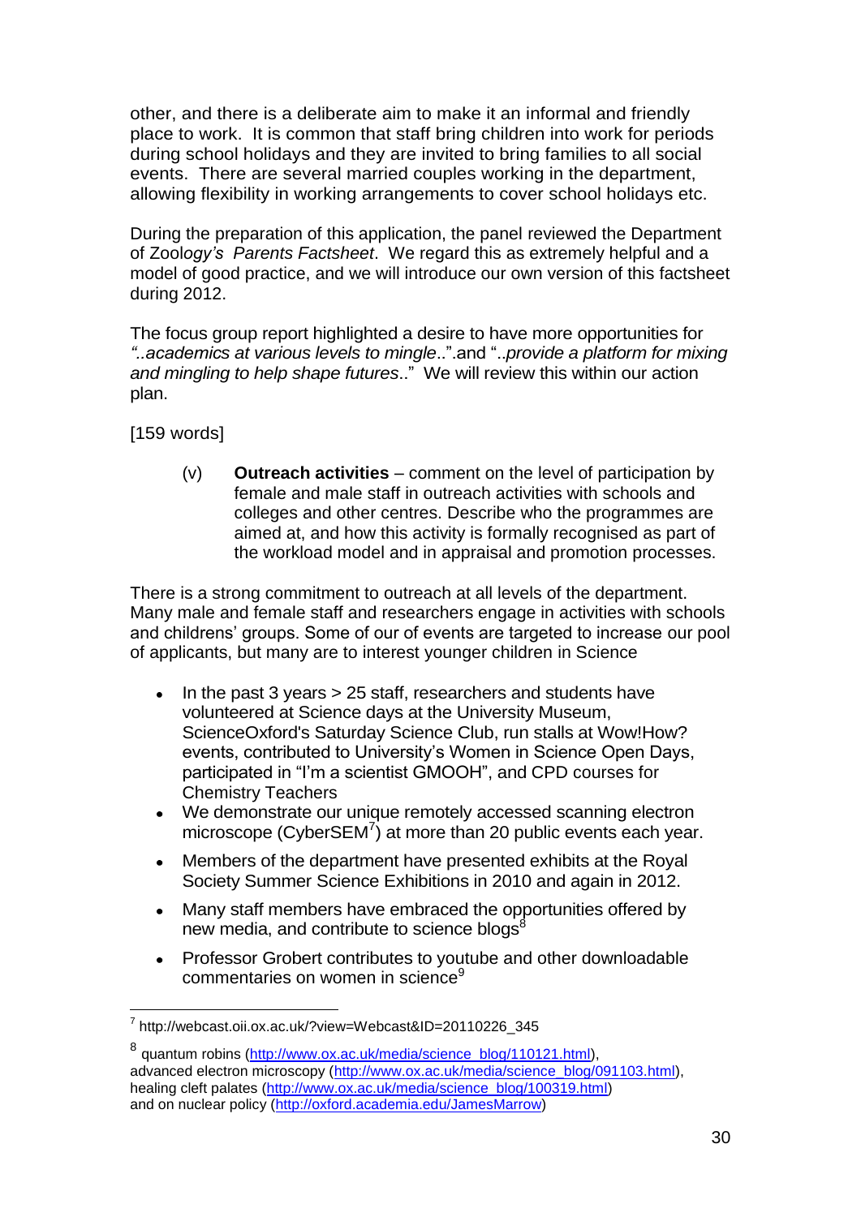other, and there is a deliberate aim to make it an informal and friendly place to work. It is common that staff bring children into work for periods during school holidays and they are invited to bring families to all social events. There are several married couples working in the department, allowing flexibility in working arrangements to cover school holidays etc.

During the preparation of this application, the panel reviewed the Department of Zool*ogy's Parents Factsheet*. We regard this as extremely helpful and a model of good practice, and we will introduce our own version of this factsheet during 2012.

The focus group report highlighted a desire to have more opportunities for *"..academics at various levels to mingle*..".and "..*provide a platform for mixing and mingling to help shape futures*.." We will review this within our action plan.

[159 words]

> (v) **Outreach activities** – comment on the level of participation by female and male staff in outreach activities with schools and colleges and other centres. Describe who the programmes are aimed at, and how this activity is formally recognised as part of the workload model and in appraisal and promotion processes.

There is a strong commitment to outreach at all levels of the department. Many male and female staff and researchers engage in activities with schools and childrens' groups. Some of our of events are targeted to increase our pool of applicants, but many are to interest younger children in Science

- In the past 3 years > 25 staff, researchers and students have volunteered at Science days at the University Museum, ScienceOxford's Saturday Science Club, run stalls at Wow!How? events, contributed to University's Women in Science Open Days, participated in "I'm a scientist GMOOH", and CPD courses for Chemistry Teachers
- We demonstrate our unique remotely accessed scanning electron microscope (CyberSEM[7]) at more than 20 public events each year.
- Members of the department have presented exhibits at the Royal Society Summer Science Exhibitions in 2010 and again in 2012.
- Many staff members have embraced the opportunities offered by new media, and contribute to science blogs[8]
- Professor Grobert contributes to youtube and other downloadable commentaries on women in science[9]

---

[7] http://webcast.oii.ox.ac.uk/?view=Webcast&ID=20110226_345

[8] quantum robins (http://www.ox.ac.uk/media/science_blog/110121.html), advanced electron microscopy (http://www.ox.ac.uk/media/science_blog/091103.html), healing cleft palates (http://www.ox.ac.uk/media/science_blog/100319.html) and on nuclear policy (http://oxford.academia.edu/JamesMarrow)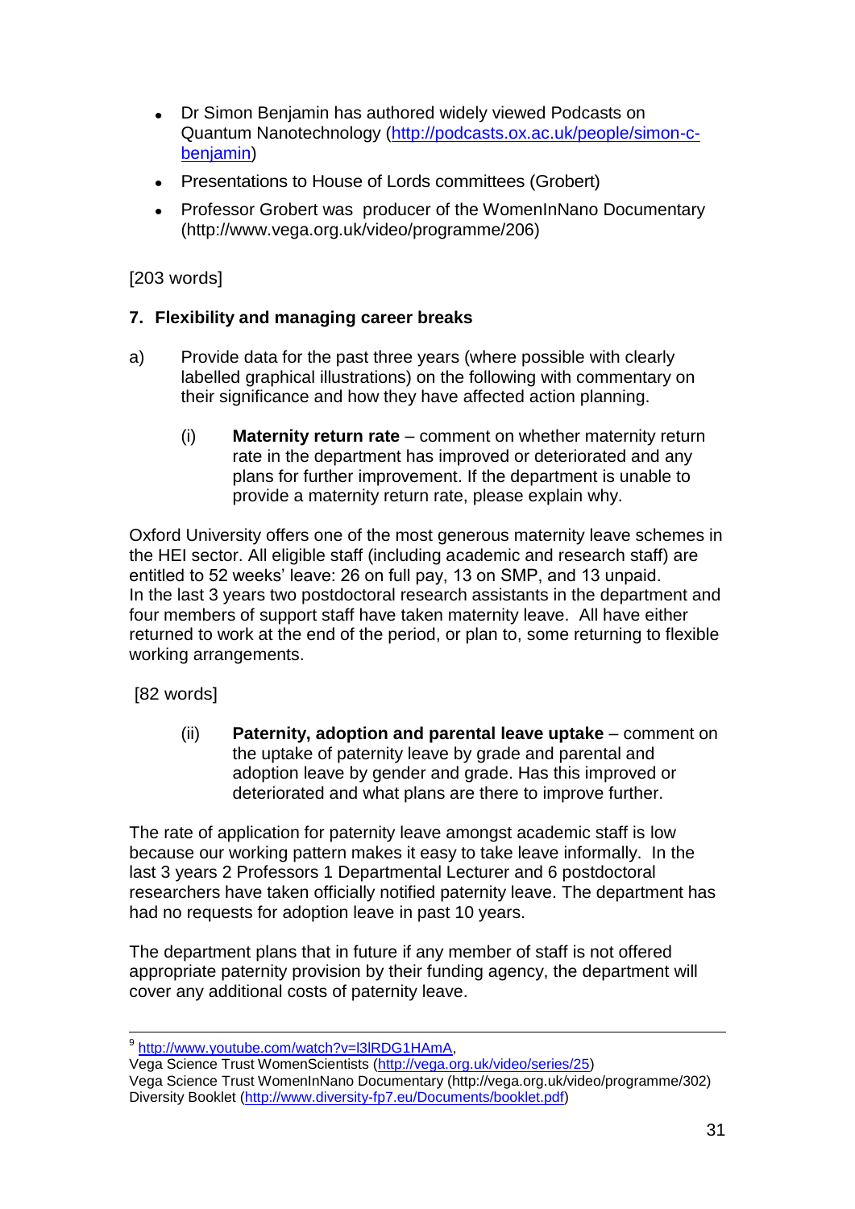- Dr Simon Benjamin has authored widely viewed Podcasts on Quantum Nanotechnology (http://podcasts.ox.ac.uk/people/simon-c-benjamin)
- Presentations to House of Lords committees (Grobert)
- Professor Grobert was producer of the WomenInNano Documentary (http://www.vega.org.uk/video/programme/206)

[203 words]

**7. Flexibility and managing career breaks**

a) Provide data for the past three years (where possible with clearly labelled graphical illustrations) on the following with commentary on their significance and how they have affected action planning.

(i) **Maternity return rate** – comment on whether maternity return rate in the department has improved or deteriorated and any plans for further improvement. If the department is unable to provide a maternity return rate, please explain why.

Oxford University offers one of the most generous maternity leave schemes in the HEI sector. All eligible staff (including academic and research staff) are entitled to 52 weeks' leave: 26 on full pay, 13 on SMP, and 13 unpaid. In the last 3 years two postdoctoral research assistants in the department and four members of support staff have taken maternity leave. All have either returned to work at the end of the period, or plan to, some returning to flexible working arrangements.

[82 words]

(ii) **Paternity, adoption and parental leave uptake** – comment on the uptake of paternity leave by grade and parental and adoption leave by gender and grade. Has this improved or deteriorated and what plans are there to improve further.

The rate of application for paternity leave amongst academic staff is low because our working pattern makes it easy to take leave informally. In the last 3 years 2 Professors 1 Departmental Lecturer and 6 postdoctoral researchers have taken officially notified paternity leave. The department has had no requests for adoption leave in past 10 years.

The department plans that in future if any member of staff is not offered appropriate paternity provision by their funding agency, the department will cover any additional costs of paternity leave.

---

[9] http://www.youtube.com/watch?v=l3lRDG1HAmA,
Vega Science Trust WomenScientists (http://vega.org.uk/video/series/25)
Vega Science Trust WomenInNano Documentary (http://vega.org.uk/video/programme/302)
Diversity Booklet (http://www.diversity-fp7.eu/Documents/booklet.pdf)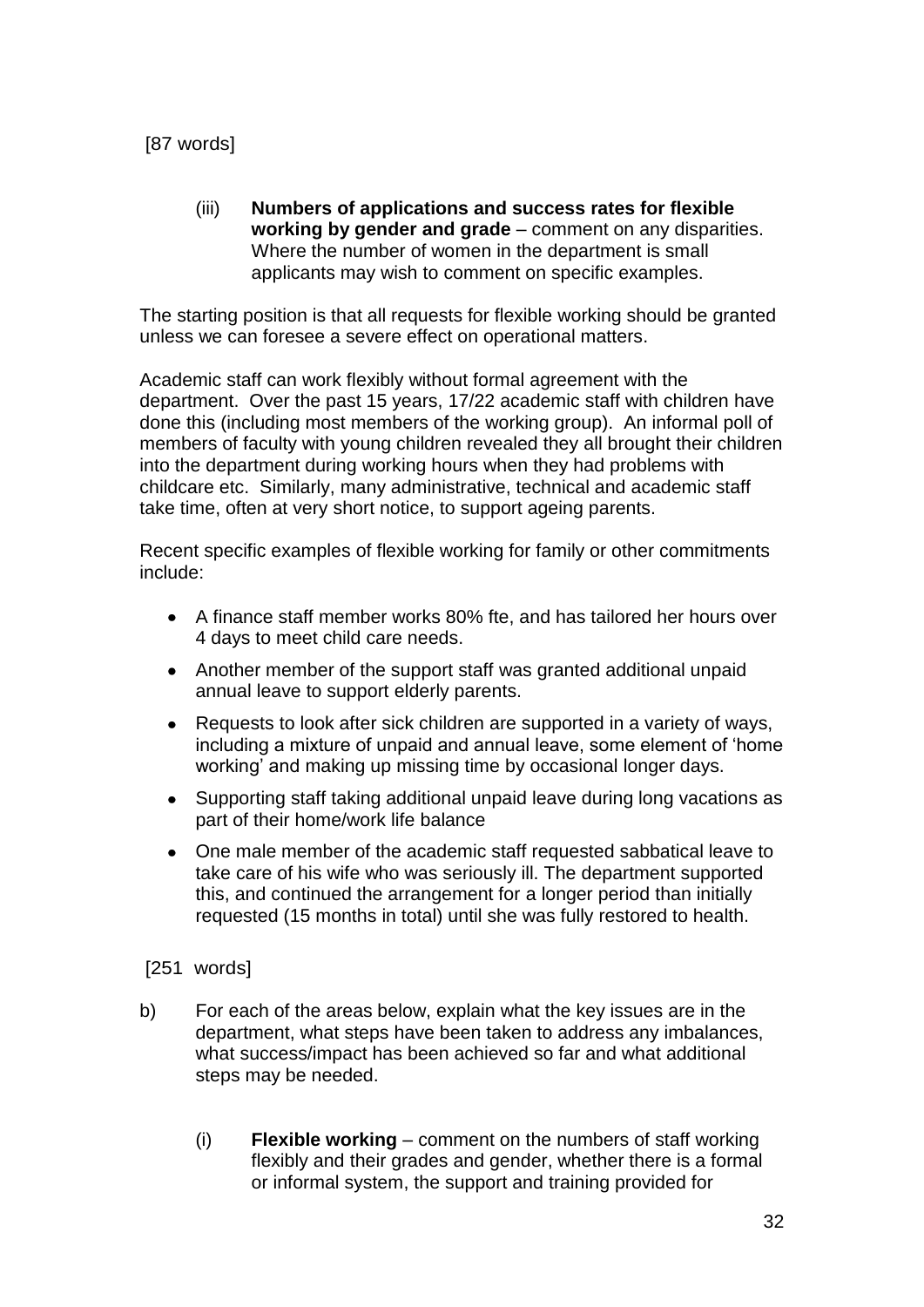[87 words]

(iii) **Numbers of applications and success rates for flexible working by gender and grade** – comment on any disparities. Where the number of women in the department is small applicants may wish to comment on specific examples.

The starting position is that all requests for flexible working should be granted unless we can foresee a severe effect on operational matters.

Academic staff can work flexibly without formal agreement with the department. Over the past 15 years, 17/22 academic staff with children have done this (including most members of the working group). An informal poll of members of faculty with young children revealed they all brought their children into the department during working hours when they had problems with childcare etc. Similarly, many administrative, technical and academic staff take time, often at very short notice, to support ageing parents.

Recent specific examples of flexible working for family or other commitments include:

- A finance staff member works 80% fte, and has tailored her hours over 4 days to meet child care needs.
- Another member of the support staff was granted additional unpaid annual leave to support elderly parents.
- Requests to look after sick children are supported in a variety of ways, including a mixture of unpaid and annual leave, some element of 'home working' and making up missing time by occasional longer days.
- Supporting staff taking additional unpaid leave during long vacations as part of their home/work life balance
- One male member of the academic staff requested sabbatical leave to take care of his wife who was seriously ill. The department supported this, and continued the arrangement for a longer period than initially requested (15 months in total) until she was fully restored to health.

[251 words]

b) For each of the areas below, explain what the key issues are in the department, what steps have been taken to address any imbalances, what success/impact has been achieved so far and what additional steps may be needed.

(i) **Flexible working** – comment on the numbers of staff working flexibly and their grades and gender, whether there is a formal or informal system, the support and training provided for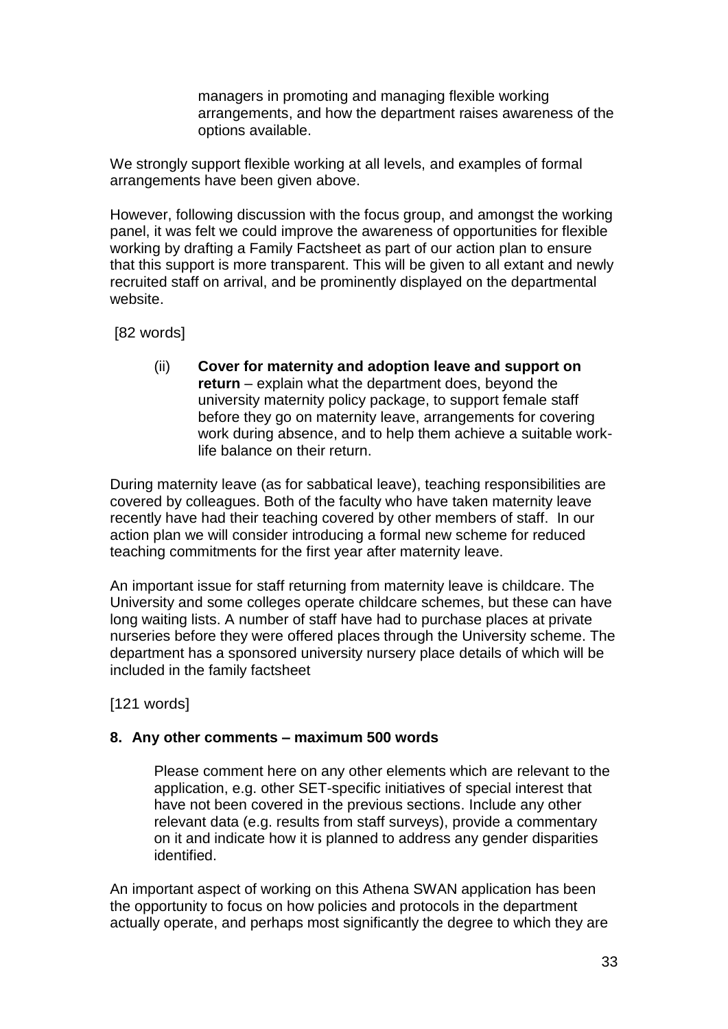managers in promoting and managing flexible working arrangements, and how the department raises awareness of the options available.

We strongly support flexible working at all levels, and examples of formal arrangements have been given above.

However, following discussion with the focus group, and amongst the working panel, it was felt we could improve the awareness of opportunities for flexible working by drafting a Family Factsheet as part of our action plan to ensure that this support is more transparent. This will be given to all extant and newly recruited staff on arrival, and be prominently displayed on the departmental website.

[82 words]

(ii) **Cover for maternity and adoption leave and support on return** – explain what the department does, beyond the university maternity policy package, to support female staff before they go on maternity leave, arrangements for covering work during absence, and to help them achieve a suitable work-life balance on their return.

During maternity leave (as for sabbatical leave), teaching responsibilities are covered by colleagues. Both of the faculty who have taken maternity leave recently have had their teaching covered by other members of staff. In our action plan we will consider introducing a formal new scheme for reduced teaching commitments for the first year after maternity leave.

An important issue for staff returning from maternity leave is childcare. The University and some colleges operate childcare schemes, but these can have long waiting lists. A number of staff have had to purchase places at private nurseries before they were offered places through the University scheme. The department has a sponsored university nursery place details of which will be included in the family factsheet

[121 words]

## 8. Any other comments – maximum 500 words

Please comment here on any other elements which are relevant to the application, e.g. other SET-specific initiatives of special interest that have not been covered in the previous sections. Include any other relevant data (e.g. results from staff surveys), provide a commentary on it and indicate how it is planned to address any gender disparities identified.

An important aspect of working on this Athena SWAN application has been the opportunity to focus on how policies and protocols in the department actually operate, and perhaps most significantly the degree to which they are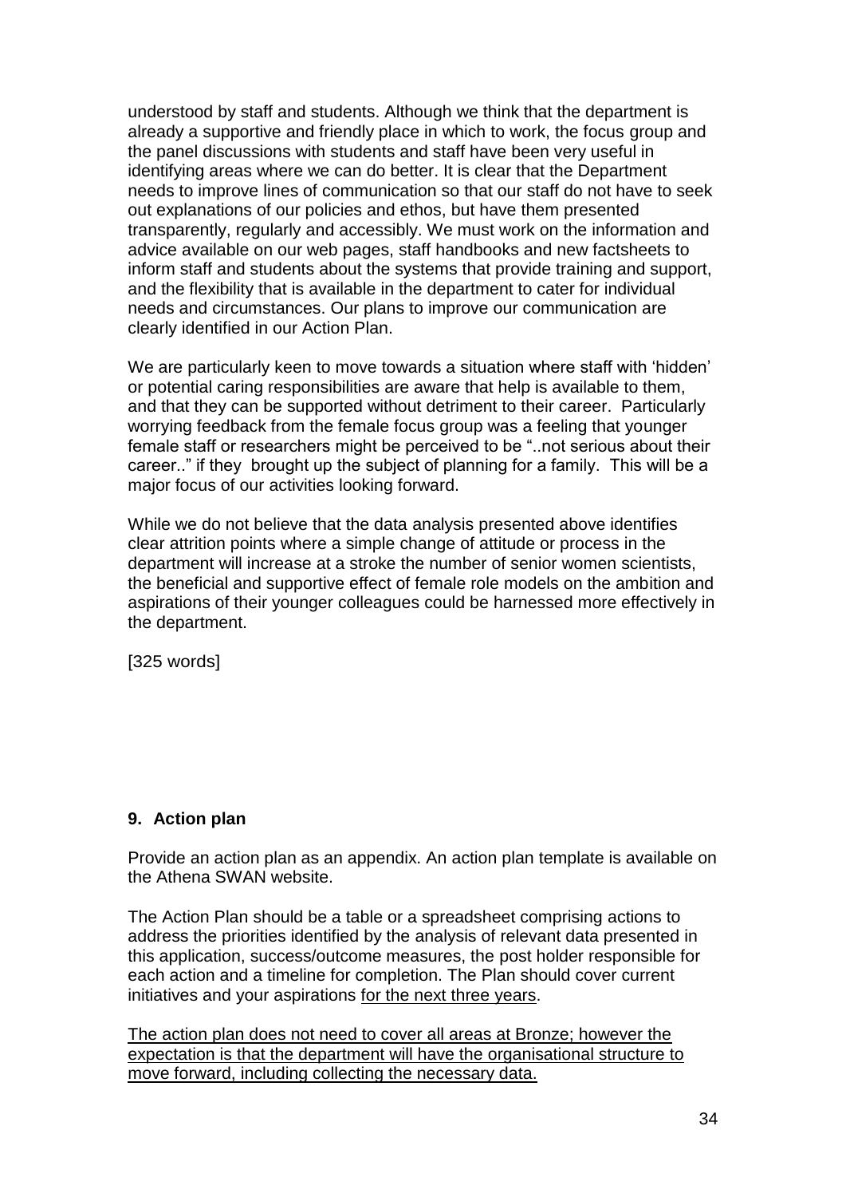understood by staff and students. Although we think that the department is already a supportive and friendly place in which to work, the focus group and the panel discussions with students and staff have been very useful in identifying areas where we can do better. It is clear that the Department needs to improve lines of communication so that our staff do not have to seek out explanations of our policies and ethos, but have them presented transparently, regularly and accessibly. We must work on the information and advice available on our web pages, staff handbooks and new factsheets to inform staff and students about the systems that provide training and support, and the flexibility that is available in the department to cater for individual needs and circumstances. Our plans to improve our communication are clearly identified in our Action Plan.

We are particularly keen to move towards a situation where staff with 'hidden' or potential caring responsibilities are aware that help is available to them, and that they can be supported without detriment to their career. Particularly worrying feedback from the female focus group was a feeling that younger female staff or researchers might be perceived to be "..not serious about their career.." if they brought up the subject of planning for a family. This will be a major focus of our activities looking forward.

While we do not believe that the data analysis presented above identifies clear attrition points where a simple change of attitude or process in the department will increase at a stroke the number of senior women scientists, the beneficial and supportive effect of female role models on the ambition and aspirations of their younger colleagues could be harnessed more effectively in the department.

[325 words]

## 9. Action plan

Provide an action plan as an appendix. An action plan template is available on the Athena SWAN website.

The Action Plan should be a table or a spreadsheet comprising actions to address the priorities identified by the analysis of relevant data presented in this application, success/outcome measures, the post holder responsible for each action and a timeline for completion. The Plan should cover current initiatives and your aspirations <u>for the next three years</u>.

<u>The action plan does not need to cover all areas at Bronze; however the expectation is that the department will have the organisational structure to move forward, including collecting the necessary data.</u>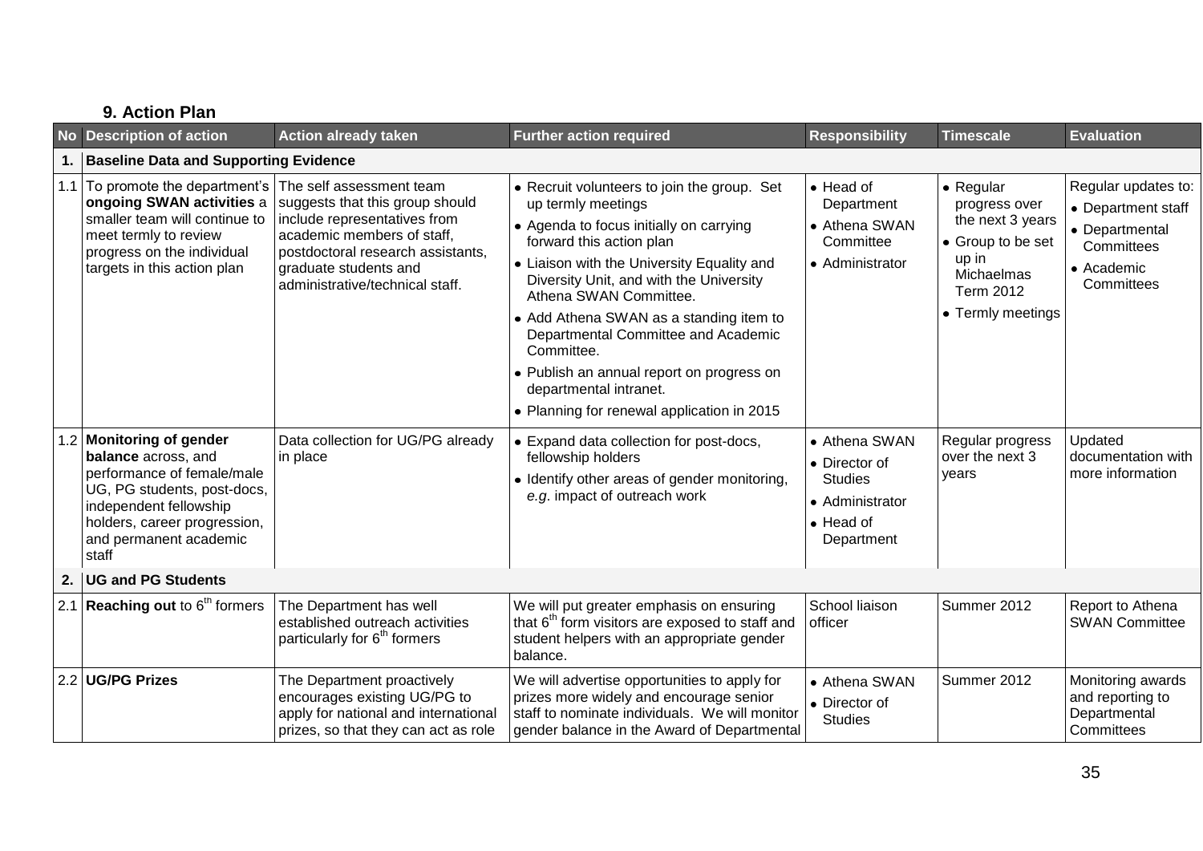### 9. Action Plan

| No | Description of action | Action already taken | Further action required | Responsibility | Timescale | Evaluation |
|---|---|---|---|---|---|---|
| **1.** | **Baseline Data and Supporting Evidence** | | | | | |
| 1.1 | To promote the department's **ongoing SWAN activities** a smaller team will continue to meet termly to review progress on the individual targets in this action plan | The self assessment team suggests that this group should include representatives from academic members of staff, postdoctoral research assistants, graduate students and administrative/technical staff. | • Recruit volunteers to join the group. Set up termly meetings<br>• Agenda to focus initially on carrying forward this action plan<br>• Liaison with the University Equality and Diversity Unit, and with the University Athena SWAN Committee.<br>• Add Athena SWAN as a standing item to Departmental Committee and Academic Committee.<br>• Publish an annual report on progress on departmental intranet.<br>• Planning for renewal application in 2015 | • Head of Department<br>• Athena SWAN Committee<br>• Administrator | • Regular progress over the next 3 years<br>• Group to be set up in Michaelmas Term 2012<br>• Termly meetings | Regular updates to:<br>• Department staff<br>• Departmental Committees<br>• Academic Committees |
| 1.2 | **Monitoring of gender balance** across, and performance of female/male UG, PG students, post-docs, independent fellowship holders, career progression, and permanent academic staff | Data collection for UG/PG already in place | • Expand data collection for post-docs, fellowship holders<br>• Identify other areas of gender monitoring, *e.g*. impact of outreach work | • Athena SWAN<br>• Director of Studies<br>• Administrator<br>• Head of Department | Regular progress over the next 3 years | Updated documentation with more information |
| **2.** | **UG and PG Students** | | | | | |
| 2.1 | **Reaching out** to 6th formers | The Department has well established outreach activities particularly for 6th formers | We will put greater emphasis on ensuring that 6th form visitors are exposed to staff and student helpers with an appropriate gender balance. | School liaison officer | Summer 2012 | Report to Athena SWAN Committee |
| 2.2 | **UG/PG Prizes** | The Department proactively encourages existing UG/PG to apply for national and international prizes, so that they can act as role | We will advertise opportunities to apply for prizes more widely and encourage senior staff to nominate individuals. We will monitor gender balance in the Award of Departmental | • Athena SWAN<br>• Director of Studies | Summer 2012 | Monitoring awards and reporting to Departmental Committees |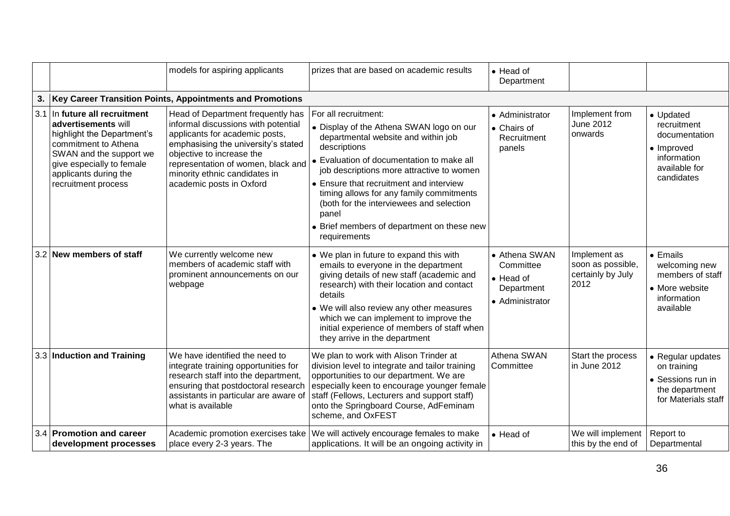| | | | | | | |
|---|---|---|---|---|---|---|
| | | models for aspiring applicants | prizes that are based on academic results | • Head of Department | | |
| **3.** | **Key Career Transition Points, Appointments and Promotions** | | | | | |
| 3.1 | In **future all recruitment advertisements** will highlight the Department's commitment to Athena SWAN and the support we give especially to female applicants during the recruitment process | Head of Department frequently has informal discussions with potential applicants for academic posts, emphasising the university's stated objective to increase the representation of women, black and minority ethnic candidates in academic posts in Oxford | For all recruitment:<br>• Display of the Athena SWAN logo on our departmental website and within job descriptions<br>• Evaluation of documentation to make all job descriptions more attractive to women<br>• Ensure that recruitment and interview timing allows for any family commitments (both for the interviewees and selection panel<br>• Brief members of department on these new requirements | • Administrator<br>• Chairs of Recruitment panels | Implement from June 2012 onwards | • Updated recruitment documentation<br>• Improved information available for candidates |
| 3.2 | **New members of staff** | We currently welcome new members of academic staff with prominent announcements on our webpage | • We plan in future to expand this with emails to everyone in the department giving details of new staff (academic and research) with their location and contact details<br>• We will also review any other measures which we can implement to improve the initial experience of members of staff when they arrive in the department | • Athena SWAN Committee<br>• Head of Department<br>• Administrator | Implement as soon as possible, certainly by July 2012 | • Emails welcoming new members of staff<br>• More website information available |
| 3.3 | **Induction and Training** | We have identified the need to integrate training opportunities for research staff into the department, ensuring that postdoctoral research assistants in particular are aware of what is available | We plan to work with Alison Trinder at division level to integrate and tailor training opportunities to our department. We are especially keen to encourage younger female staff (Fellows, Lecturers and support staff) onto the Springboard Course, AdFeminam scheme, and OxFEST | Athena SWAN Committee | Start the process in June 2012 | • Regular updates on training<br>• Sessions run in the department for Materials staff |
| 3.4 | **Promotion and career development processes** | Academic promotion exercises take place every 2-3 years. The | We will actively encourage females to make applications. It will be an ongoing activity in | • Head of | We will implement this by the end of | Report to Departmental |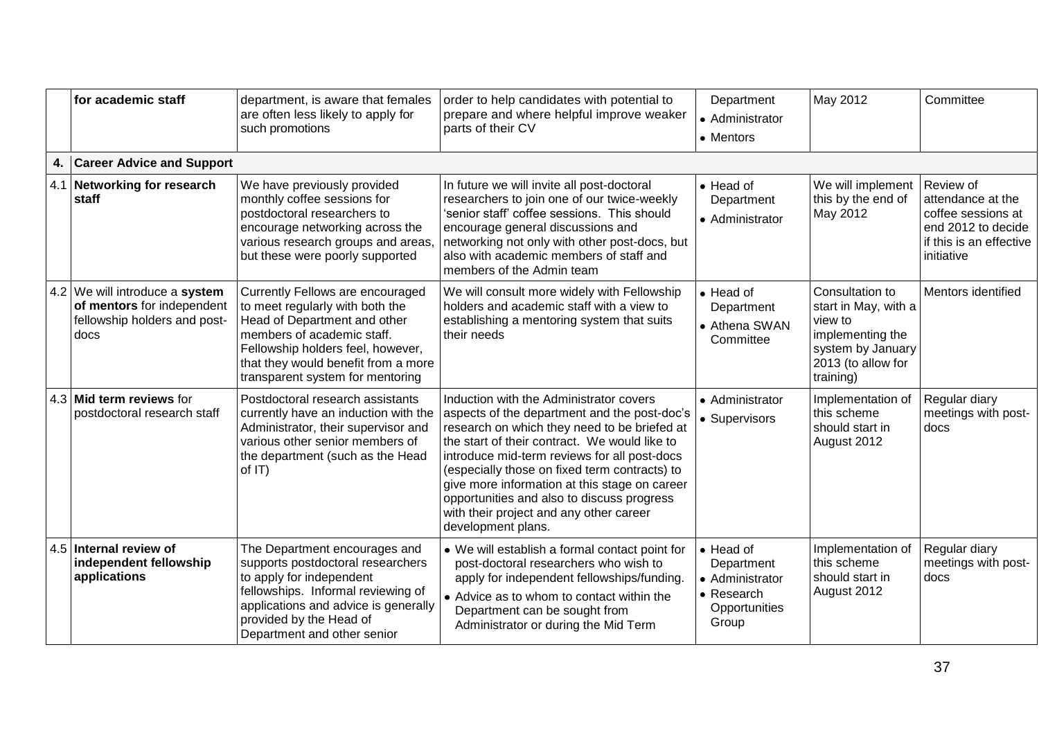| | | | | | | |
|---|---|---|---|---|---|---|
| | **for academic staff** | department, is aware that females are often less likely to apply for such promotions | order to help candidates with potential to prepare and where helpful improve weaker parts of their CV | Department<br>• Administrator<br>• Mentors | May 2012 | Committee |
| **4.** | **Career Advice and Support** | | | | | |
| 4.1 | **Networking for research staff** | We have previously provided monthly coffee sessions for postdoctoral researchers to encourage networking across the various research groups and areas, but these were poorly supported | In future we will invite all post-doctoral researchers to join one of our twice-weekly 'senior staff' coffee sessions. This should encourage general discussions and networking not only with other post-docs, but also with academic members of staff and members of the Admin team | • Head of Department<br>• Administrator | We will implement this by the end of May 2012 | Review of attendance at the coffee sessions at end 2012 to decide if this is an effective initiative |
| 4.2 | We will introduce a **system of mentors** for independent fellowship holders and post-docs | Currently Fellows are encouraged to meet regularly with both the Head of Department and other members of academic staff. Fellowship holders feel, however, that they would benefit from a more transparent system for mentoring | We will consult more widely with Fellowship holders and academic staff with a view to establishing a mentoring system that suits their needs | • Head of Department<br>• Athena SWAN Committee | Consultation to start in May, with a view to implementing the system by January 2013 (to allow for training) | Mentors identified |
| 4.3 | **Mid term reviews** for postdoctoral research staff | Postdoctoral research assistants currently have an induction with the Administrator, their supervisor and various other senior members of the department (such as the Head of IT) | Induction with the Administrator covers aspects of the department and the post-doc's research on which they need to be briefed at the start of their contract. We would like to introduce mid-term reviews for all post-docs (especially those on fixed term contracts) to give more information at this stage on career opportunities and also to discuss progress with their project and any other career development plans. | • Administrator<br>• Supervisors | Implementation of this scheme should start in August 2012 | Regular diary meetings with post-docs |
| 4.5 | **Internal review of independent fellowship applications** | The Department encourages and supports postdoctoral researchers to apply for independent fellowships. Informal reviewing of applications and advice is generally provided by the Head of Department and other senior | • We will establish a formal contact point for post-doctoral researchers who wish to apply for independent fellowships/funding.<br>• Advice as to whom to contact within the Department can be sought from Administrator or during the Mid Term | • Head of Department<br>• Administrator<br>• Research Opportunities Group | Implementation of this scheme should start in August 2012 | Regular diary meetings with post-docs |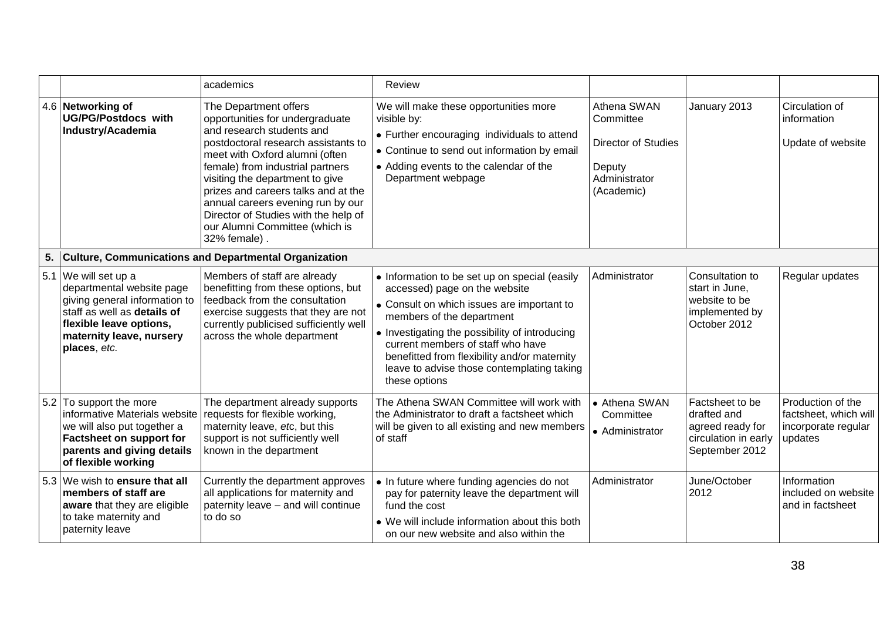| | | | | | | |
|---|---|---|---|---|---|---|
| | | academics | Review | | | |
| 4.6 | **Networking of UG/PG/Postdocs with Industry/Academia** | The Department offers opportunities for undergraduate and research students and postdoctoral research assistants to meet with Oxford alumni (often female) from industrial partners visiting the department to give prizes and careers talks and at the annual careers evening run by our Director of Studies with the help of our Alumni Committee (which is 32% female) . | We will make these opportunities more visible by: <br>• Further encouraging individuals to attend <br>• Continue to send out information by email <br>• Adding events to the calendar of the Department webpage | Athena SWAN Committee <br><br>Director of Studies <br><br>Deputy Administrator (Academic) | January 2013 | Circulation of information <br><br>Update of website |
| **5.** | **Culture, Communications and Departmental Organization** | | | | | |
| 5.1 | We will set up a departmental website page giving general information to staff as well as **details of flexible leave options, maternity leave, nursery places**, *etc.* | Members of staff are already benefitting from these options, but feedback from the consultation exercise suggests that they are not currently publicised sufficiently well across the whole department | • Information to be set up on special (easily accessed) page on the website <br>• Consult on which issues are important to members of the department <br>• Investigating the possibility of introducing current members of staff who have benefitted from flexibility and/or maternity leave to advise those contemplating taking these options | Administrator | Consultation to start in June, website to be implemented by October 2012 | Regular updates |
| 5.2 | To support the more informative Materials website we will also put together a **Factsheet on support for parents and giving details of flexible working** | The department already supports requests for flexible working, maternity leave, *etc*, but this support is not sufficiently well known in the department | The Athena SWAN Committee will work with the Administrator to draft a factsheet which will be given to all existing and new members of staff | • Athena SWAN Committee <br>• Administrator | Factsheet to be drafted and agreed ready for circulation in early September 2012 | Production of the factsheet, which will incorporate regular updates |
| 5.3 | We wish to **ensure that all members of staff are aware** that they are eligible to take maternity and paternity leave | Currently the department approves all applications for maternity and paternity leave – and will continue to do so | • In future where funding agencies do not pay for paternity leave the department will fund the cost <br>• We will include information about this both on our new website and also within the | Administrator | June/October 2012 | Information included on website and in factsheet |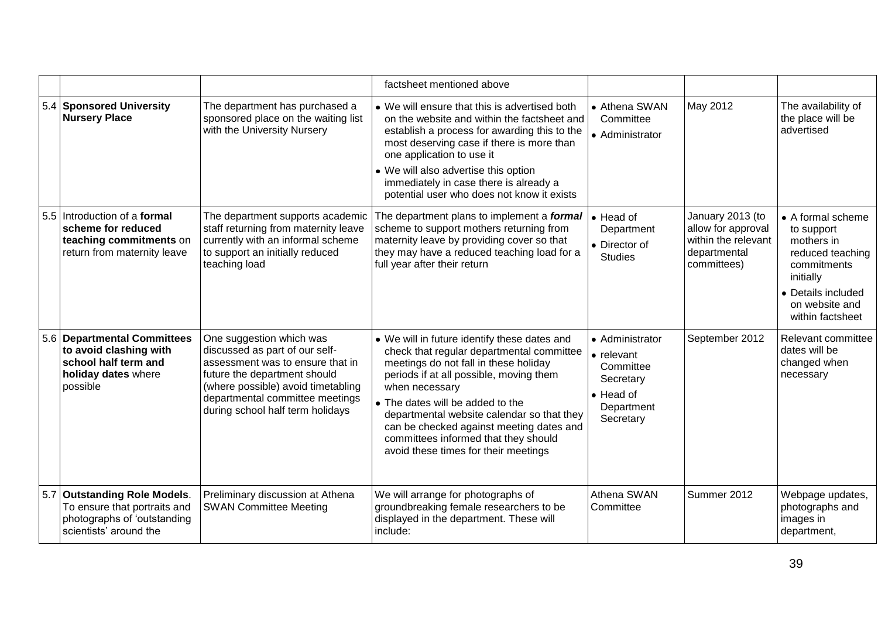|  |  |  | factsheet mentioned above |  |  |  |
|---|---|---|---|---|---|---|
| 5.4 | **Sponsored University Nursery Place** | The department has purchased a sponsored place on the waiting list with the University Nursery | • We will ensure that this is advertised both on the website and within the factsheet and establish a process for awarding this to the most deserving case if there is more than one application to use it<br>• We will also advertise this option immediately in case there is already a potential user who does not know it exists | • Athena SWAN Committee<br>• Administrator | May 2012 | The availability of the place will be advertised |
| 5.5 | Introduction of a **formal scheme for reduced teaching commitments** on return from maternity leave | The department supports academic staff returning from maternity leave currently with an informal scheme to support an initially reduced teaching load | The department plans to implement a ***formal*** scheme to support mothers returning from maternity leave by providing cover so that they may have a reduced teaching load for a full year after their return | • Head of Department<br>• Director of Studies | January 2013 (to allow for approval within the relevant departmental committees) | • A formal scheme to support mothers in reduced teaching commitments initially<br>• Details included on website and within factsheet |
| 5.6 | **Departmental Committees to avoid clashing with school half term and holiday dates** where possible | One suggestion which was discussed as part of our self-assessment was to ensure that in future the department should (where possible) avoid timetabling departmental committee meetings during school half term holidays | • We will in future identify these dates and check that regular departmental committee meetings do not fall in these holiday periods if at all possible, moving them when necessary<br>• The dates will be added to the departmental website calendar so that they can be checked against meeting dates and committees informed that they should avoid these times for their meetings | • Administrator<br>• relevant Committee Secretary<br>• Head of Department Secretary | September 2012 | Relevant committee dates will be changed when necessary |
| 5.7 | **Outstanding Role Models**. To ensure that portraits and photographs of 'outstanding scientists' around the | Preliminary discussion at Athena SWAN Committee Meeting | We will arrange for photographs of groundbreaking female researchers to be displayed in the department. These will include: | Athena SWAN Committee | Summer 2012 | Webpage updates, photographs and images in department, |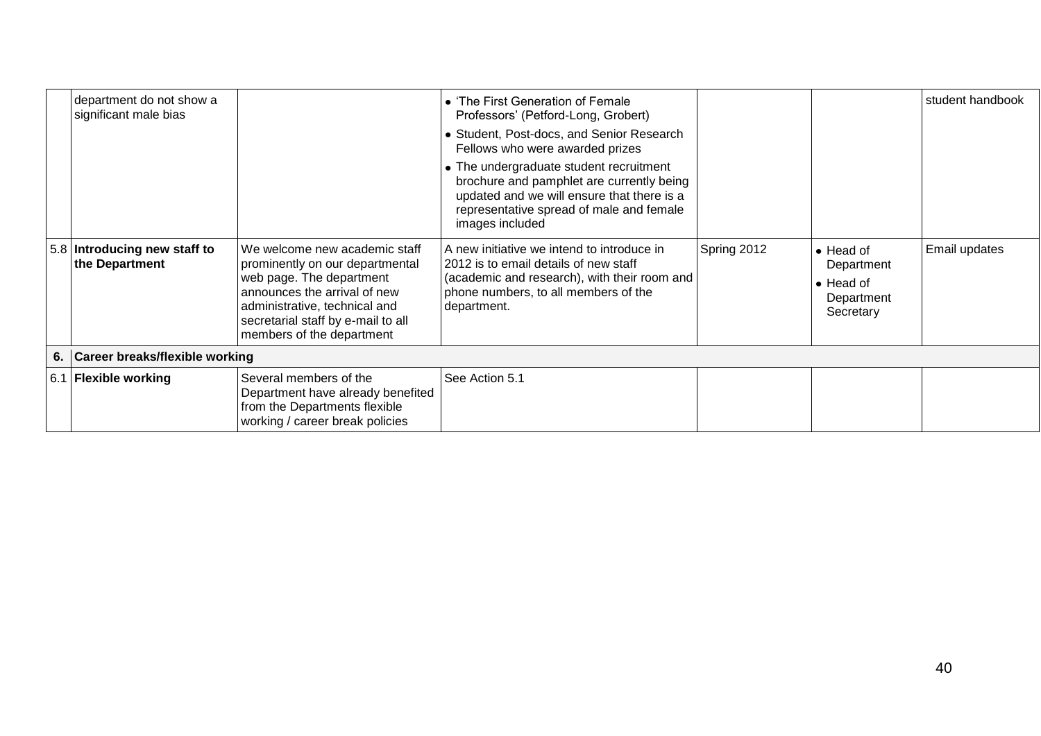| | | | | | | |
|---|---|---|---|---|---|---|
| | department do not show a significant male bias | | • 'The First Generation of Female Professors' (Petford-Long, Grobert)<br>• Student, Post-docs, and Senior Research Fellows who were awarded prizes<br>• The undergraduate student recruitment brochure and pamphlet are currently being updated and we will ensure that there is a representative spread of male and female images included | | | student handbook |
| 5.8 | **Introducing new staff to the Department** | We welcome new academic staff prominently on our departmental web page. The department announces the arrival of new administrative, technical and secretarial staff by e-mail to all members of the department | A new initiative we intend to introduce in 2012 is to email details of new staff (academic and research), with their room and phone numbers, to all members of the department. | Spring 2012 | • Head of Department<br>• Head of Department Secretary | Email updates |
| **6.** | **Career breaks/flexible working** | | | | | |
| 6.1 | **Flexible working** | Several members of the Department have already benefited from the Departments flexible working / career break policies | See Action 5.1 | | | |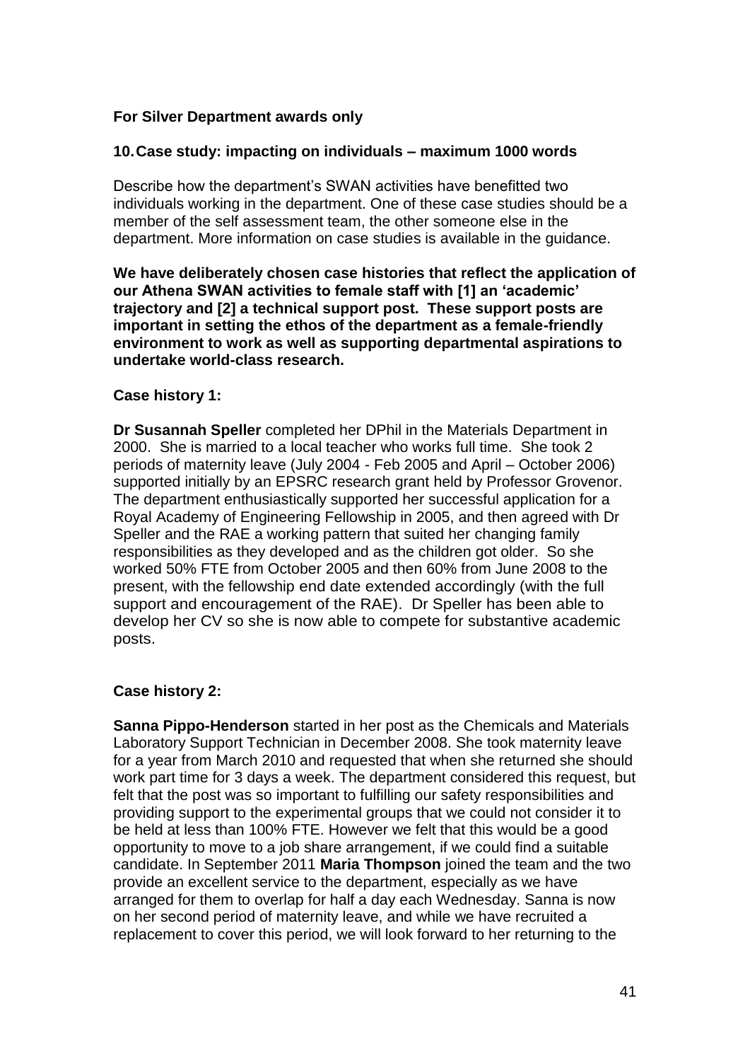**For Silver Department awards only**

**10. Case study: impacting on individuals – maximum 1000 words**

Describe how the department's SWAN activities have benefitted two individuals working in the department. One of these case studies should be a member of the self assessment team, the other someone else in the department. More information on case studies is available in the guidance.

**We have deliberately chosen case histories that reflect the application of our Athena SWAN activities to female staff with [1] an 'academic' trajectory and [2] a technical support post. These support posts are important in setting the ethos of the department as a female-friendly environment to work as well as supporting departmental aspirations to undertake world-class research.**

**Case history 1:**

**Dr Susannah Speller** completed her DPhil in the Materials Department in 2000. She is married to a local teacher who works full time. She took 2 periods of maternity leave (July 2004 - Feb 2005 and April – October 2006) supported initially by an EPSRC research grant held by Professor Grovenor. The department enthusiastically supported her successful application for a Royal Academy of Engineering Fellowship in 2005, and then agreed with Dr Speller and the RAE a working pattern that suited her changing family responsibilities as they developed and as the children got older. So she worked 50% FTE from October 2005 and then 60% from June 2008 to the present, with the fellowship end date extended accordingly (with the full support and encouragement of the RAE). Dr Speller has been able to develop her CV so she is now able to compete for substantive academic posts.

**Case history 2:**

**Sanna Pippo-Henderson** started in her post as the Chemicals and Materials Laboratory Support Technician in December 2008. She took maternity leave for a year from March 2010 and requested that when she returned she should work part time for 3 days a week. The department considered this request, but felt that the post was so important to fulfilling our safety responsibilities and providing support to the experimental groups that we could not consider it to be held at less than 100% FTE. However we felt that this would be a good opportunity to move to a job share arrangement, if we could find a suitable candidate. In September 2011 **Maria Thompson** joined the team and the two provide an excellent service to the department, especially as we have arranged for them to overlap for half a day each Wednesday. Sanna is now on her second period of maternity leave, and while we have recruited a replacement to cover this period, we will look forward to her returning to the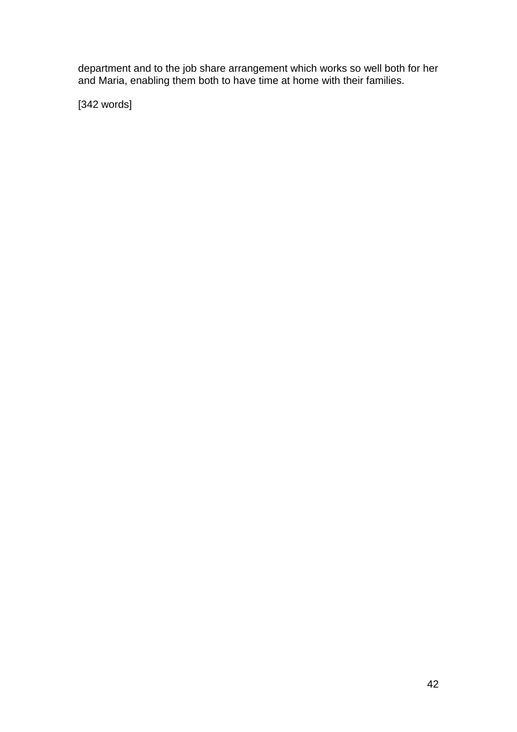department and to the job share arrangement which works so well both for her and Maria, enabling them both to have time at home with their families.

[342 words]